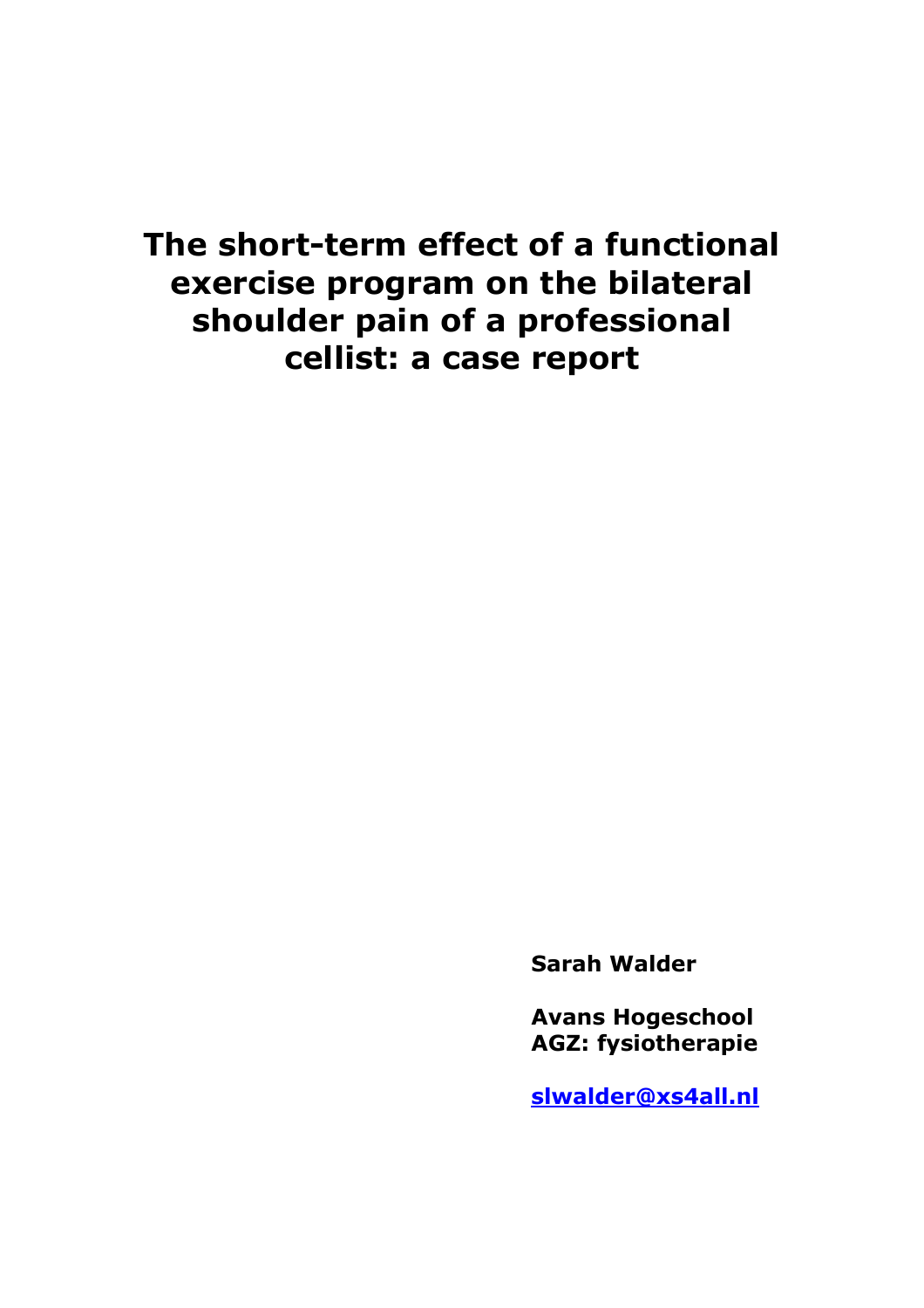# The short-term effect of a functional exercise program on the bilateral shoulder pain of a professional cellist: a case report

**Sarah Walder**

**Avans Hogeschool**
**AGZ: fysiotherapie**

**slwalder@xs4all.nl**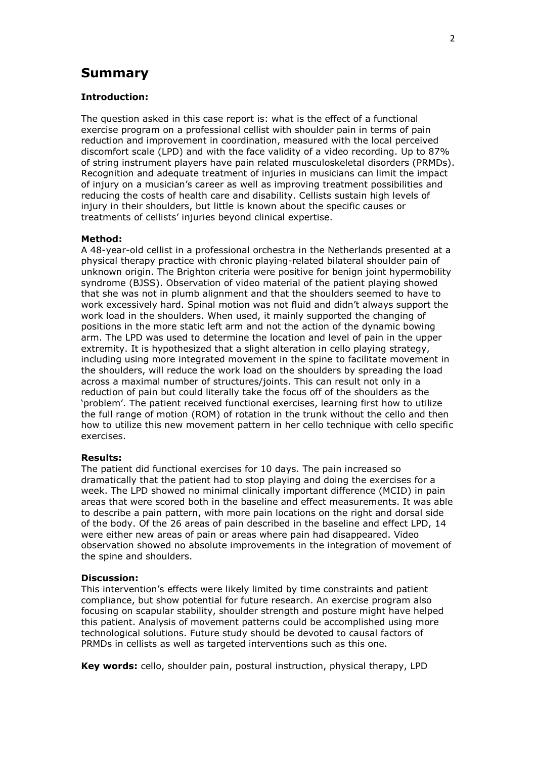## Summary

### Introduction:

The question asked in this case report is: what is the effect of a functional exercise program on a professional cellist with shoulder pain in terms of pain reduction and improvement in coordination, measured with the local perceived discomfort scale (LPD) and with the face validity of a video recording. Up to 87% of string instrument players have pain related musculoskeletal disorders (PRMDs). Recognition and adequate treatment of injuries in musicians can limit the impact of injury on a musician's career as well as improving treatment possibilities and reducing the costs of health care and disability. Cellists sustain high levels of injury in their shoulders, but little is known about the specific causes or treatments of cellists' injuries beyond clinical expertise.

### Method:

A 48-year-old cellist in a professional orchestra in the Netherlands presented at a physical therapy practice with chronic playing-related bilateral shoulder pain of unknown origin. The Brighton criteria were positive for benign joint hypermobility syndrome (BJSS). Observation of video material of the patient playing showed that she was not in plumb alignment and that the shoulders seemed to have to work excessively hard. Spinal motion was not fluid and didn't always support the work load in the shoulders. When used, it mainly supported the changing of positions in the more static left arm and not the action of the dynamic bowing arm. The LPD was used to determine the location and level of pain in the upper extremity. It is hypothesized that a slight alteration in cello playing strategy, including using more integrated movement in the spine to facilitate movement in the shoulders, will reduce the work load on the shoulders by spreading the load across a maximal number of structures/joints. This can result not only in a reduction of pain but could literally take the focus off of the shoulders as the 'problem'. The patient received functional exercises, learning first how to utilize the full range of motion (ROM) of rotation in the trunk without the cello and then how to utilize this new movement pattern in her cello technique with cello specific exercises.

### Results:

The patient did functional exercises for 10 days. The pain increased so dramatically that the patient had to stop playing and doing the exercises for a week. The LPD showed no minimal clinically important difference (MCID) in pain areas that were scored both in the baseline and effect measurements. It was able to describe a pain pattern, with more pain locations on the right and dorsal side of the body. Of the 26 areas of pain described in the baseline and effect LPD, 14 were either new areas of pain or areas where pain had disappeared. Video observation showed no absolute improvements in the integration of movement of the spine and shoulders.

### Discussion:

This intervention's effects were likely limited by time constraints and patient compliance, but show potential for future research. An exercise program also focusing on scapular stability, shoulder strength and posture might have helped this patient. Analysis of movement patterns could be accomplished using more technological solutions. Future study should be devoted to causal factors of PRMDs in cellists as well as targeted interventions such as this one.

**Key words:** cello, shoulder pain, postural instruction, physical therapy, LPD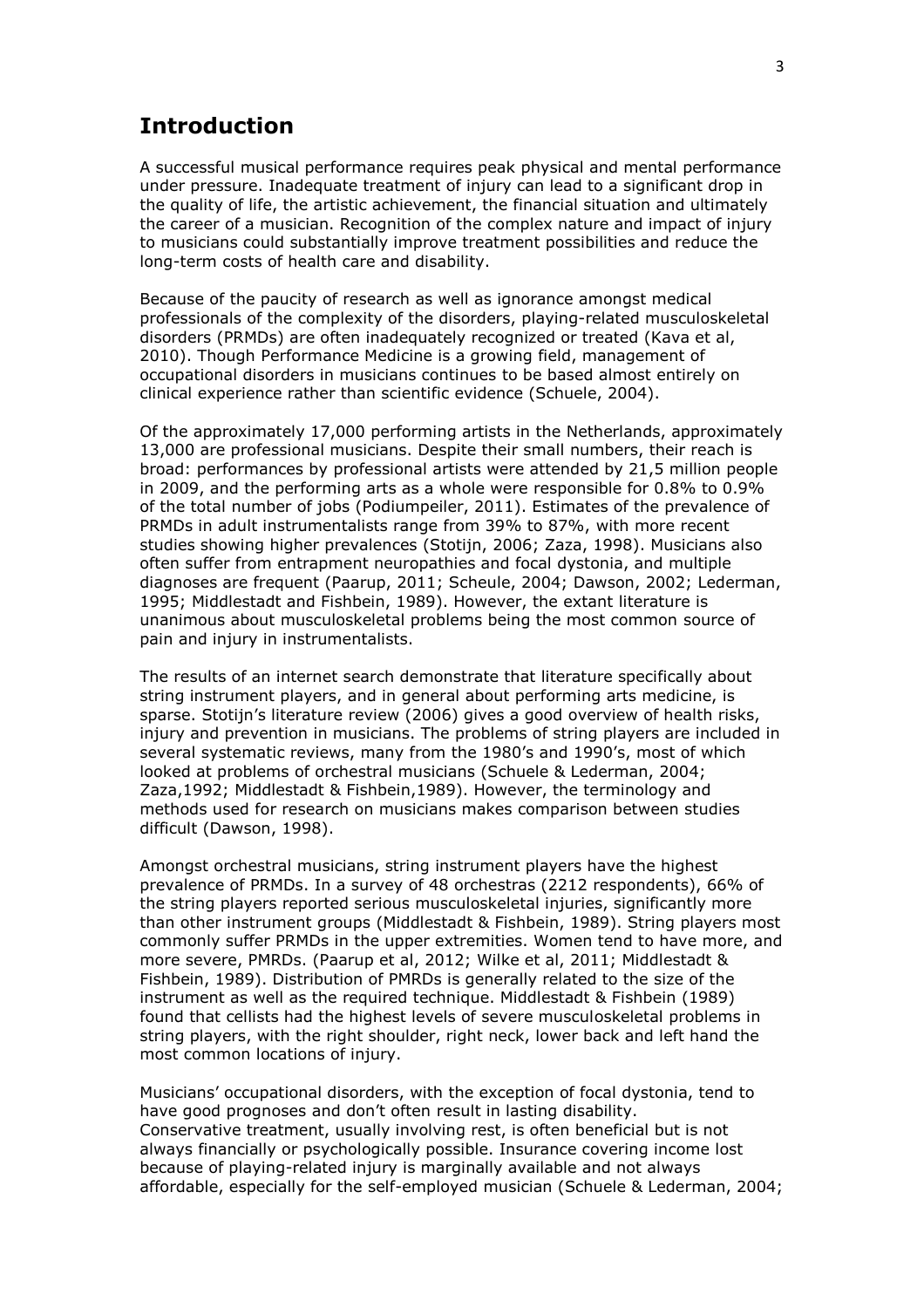## Introduction

A successful musical performance requires peak physical and mental performance under pressure. Inadequate treatment of injury can lead to a significant drop in the quality of life, the artistic achievement, the financial situation and ultimately the career of a musician. Recognition of the complex nature and impact of injury to musicians could substantially improve treatment possibilities and reduce the long-term costs of health care and disability.

Because of the paucity of research as well as ignorance amongst medical professionals of the complexity of the disorders, playing-related musculoskeletal disorders (PRMDs) are often inadequately recognized or treated (Kava et al, 2010). Though Performance Medicine is a growing field, management of occupational disorders in musicians continues to be based almost entirely on clinical experience rather than scientific evidence (Schuele, 2004).

Of the approximately 17,000 performing artists in the Netherlands, approximately 13,000 are professional musicians. Despite their small numbers, their reach is broad: performances by professional artists were attended by 21,5 million people in 2009, and the performing arts as a whole were responsible for 0.8% to 0.9% of the total number of jobs (Podiumpeiler, 2011). Estimates of the prevalence of PRMDs in adult instrumentalists range from 39% to 87%, with more recent studies showing higher prevalences (Stotijn, 2006; Zaza, 1998). Musicians also often suffer from entrapment neuropathies and focal dystonia, and multiple diagnoses are frequent (Paarup, 2011; Scheule, 2004; Dawson, 2002; Lederman, 1995; Middlestadt and Fishbein, 1989). However, the extant literature is unanimous about musculoskeletal problems being the most common source of pain and injury in instrumentalists.

The results of an internet search demonstrate that literature specifically about string instrument players, and in general about performing arts medicine, is sparse. Stotijn's literature review (2006) gives a good overview of health risks, injury and prevention in musicians. The problems of string players are included in several systematic reviews, many from the 1980's and 1990's, most of which looked at problems of orchestral musicians (Schuele & Lederman, 2004; Zaza,1992; Middlestadt & Fishbein,1989). However, the terminology and methods used for research on musicians makes comparison between studies difficult (Dawson, 1998).

Amongst orchestral musicians, string instrument players have the highest prevalence of PRMDs. In a survey of 48 orchestras (2212 respondents), 66% of the string players reported serious musculoskeletal injuries, significantly more than other instrument groups (Middlestadt & Fishbein, 1989). String players most commonly suffer PRMDs in the upper extremities. Women tend to have more, and more severe, PMRDs. (Paarup et al, 2012; Wilke et al, 2011; Middlestadt & Fishbein, 1989). Distribution of PMRDs is generally related to the size of the instrument as well as the required technique. Middlestadt & Fishbein (1989) found that cellists had the highest levels of severe musculoskeletal problems in string players, with the right shoulder, right neck, lower back and left hand the most common locations of injury.

Musicians' occupational disorders, with the exception of focal dystonia, tend to have good prognoses and don't often result in lasting disability.
Conservative treatment, usually involving rest, is often beneficial but is not always financially or psychologically possible. Insurance covering income lost because of playing-related injury is marginally available and not always affordable, especially for the self-employed musician (Schuele & Lederman, 2004;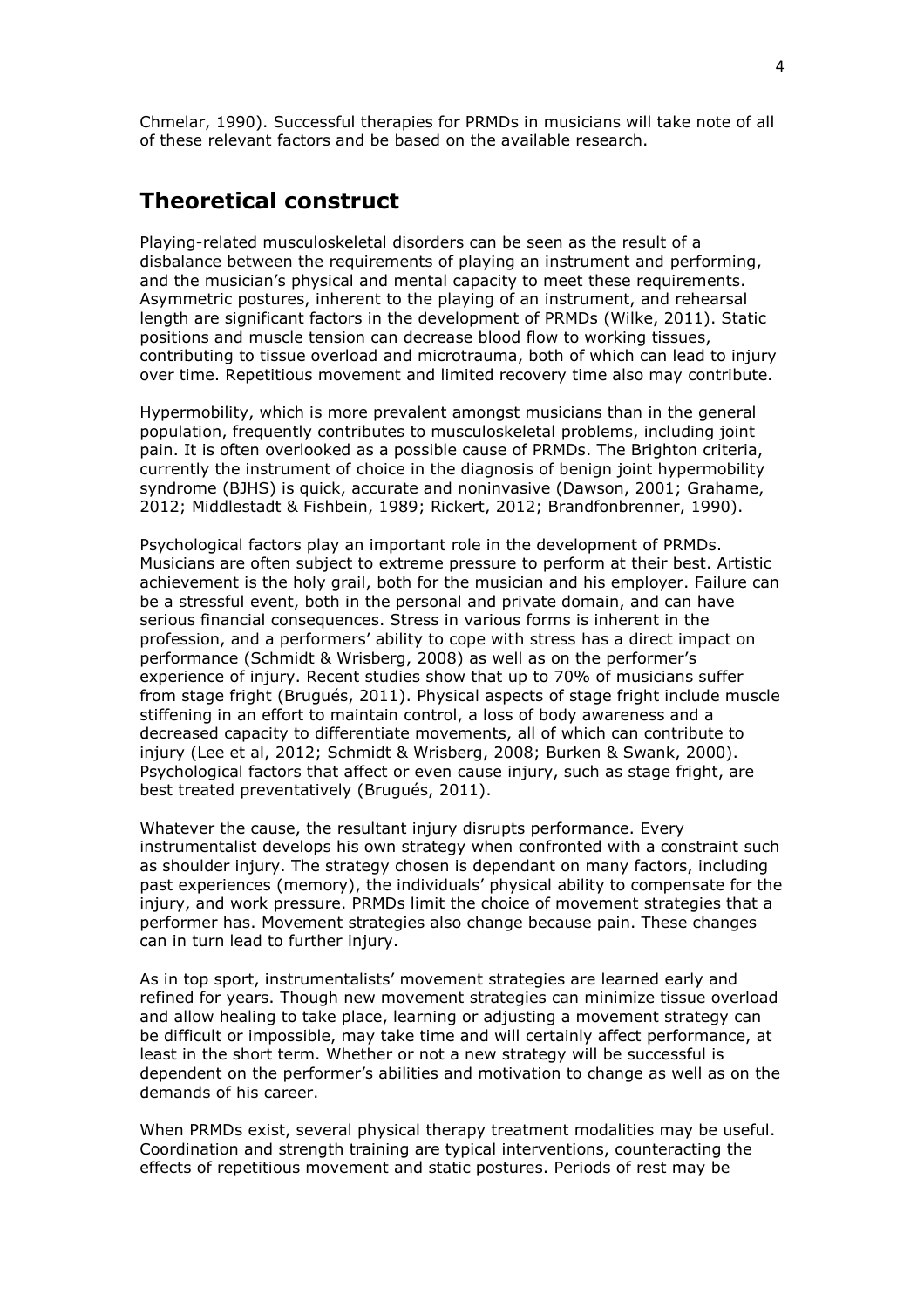Chmelar, 1990). Successful therapies for PRMDs in musicians will take note of all of these relevant factors and be based on the available research.

## Theoretical construct

Playing-related musculoskeletal disorders can be seen as the result of a disbalance between the requirements of playing an instrument and performing, and the musician's physical and mental capacity to meet these requirements. Asymmetric postures, inherent to the playing of an instrument, and rehearsal length are significant factors in the development of PRMDs (Wilke, 2011). Static positions and muscle tension can decrease blood flow to working tissues, contributing to tissue overload and microtrauma, both of which can lead to injury over time. Repetitious movement and limited recovery time also may contribute.

Hypermobility, which is more prevalent amongst musicians than in the general population, frequently contributes to musculoskeletal problems, including joint pain. It is often overlooked as a possible cause of PRMDs. The Brighton criteria, currently the instrument of choice in the diagnosis of benign joint hypermobility syndrome (BJHS) is quick, accurate and noninvasive (Dawson, 2001; Grahame, 2012; Middlestadt & Fishbein, 1989; Rickert, 2012; Brandfonbrenner, 1990).

Psychological factors play an important role in the development of PRMDs. Musicians are often subject to extreme pressure to perform at their best. Artistic achievement is the holy grail, both for the musician and his employer. Failure can be a stressful event, both in the personal and private domain, and can have serious financial consequences. Stress in various forms is inherent in the profession, and a performers' ability to cope with stress has a direct impact on performance (Schmidt & Wrisberg, 2008) as well as on the performer's experience of injury. Recent studies show that up to 70% of musicians suffer from stage fright (Brugués, 2011). Physical aspects of stage fright include muscle stiffening in an effort to maintain control, a loss of body awareness and a decreased capacity to differentiate movements, all of which can contribute to injury (Lee et al, 2012; Schmidt & Wrisberg, 2008; Burken & Swank, 2000). Psychological factors that affect or even cause injury, such as stage fright, are best treated preventatively (Brugués, 2011).

Whatever the cause, the resultant injury disrupts performance. Every instrumentalist develops his own strategy when confronted with a constraint such as shoulder injury. The strategy chosen is dependant on many factors, including past experiences (memory), the individuals' physical ability to compensate for the injury, and work pressure. PRMDs limit the choice of movement strategies that a performer has. Movement strategies also change because pain. These changes can in turn lead to further injury.

As in top sport, instrumentalists' movement strategies are learned early and refined for years. Though new movement strategies can minimize tissue overload and allow healing to take place, learning or adjusting a movement strategy can be difficult or impossible, may take time and will certainly affect performance, at least in the short term. Whether or not a new strategy will be successful is dependent on the performer's abilities and motivation to change as well as on the demands of his career.

When PRMDs exist, several physical therapy treatment modalities may be useful. Coordination and strength training are typical interventions, counteracting the effects of repetitious movement and static postures. Periods of rest may be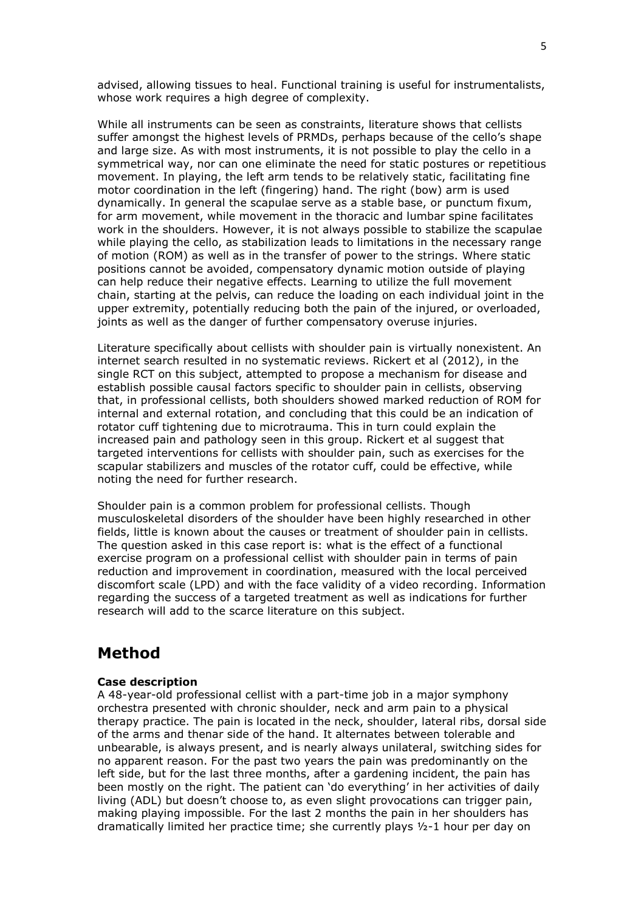advised, allowing tissues to heal. Functional training is useful for instrumentalists, whose work requires a high degree of complexity.

While all instruments can be seen as constraints, literature shows that cellists suffer amongst the highest levels of PRMDs, perhaps because of the cello's shape and large size. As with most instruments, it is not possible to play the cello in a symmetrical way, nor can one eliminate the need for static postures or repetitious movement. In playing, the left arm tends to be relatively static, facilitating fine motor coordination in the left (fingering) hand. The right (bow) arm is used dynamically. In general the scapulae serve as a stable base, or punctum fixum, for arm movement, while movement in the thoracic and lumbar spine facilitates work in the shoulders. However, it is not always possible to stabilize the scapulae while playing the cello, as stabilization leads to limitations in the necessary range of motion (ROM) as well as in the transfer of power to the strings. Where static positions cannot be avoided, compensatory dynamic motion outside of playing can help reduce their negative effects. Learning to utilize the full movement chain, starting at the pelvis, can reduce the loading on each individual joint in the upper extremity, potentially reducing both the pain of the injured, or overloaded, joints as well as the danger of further compensatory overuse injuries.

Literature specifically about cellists with shoulder pain is virtually nonexistent. An internet search resulted in no systematic reviews. Rickert et al (2012), in the single RCT on this subject, attempted to propose a mechanism for disease and establish possible causal factors specific to shoulder pain in cellists, observing that, in professional cellists, both shoulders showed marked reduction of ROM for internal and external rotation, and concluding that this could be an indication of rotator cuff tightening due to microtrauma. This in turn could explain the increased pain and pathology seen in this group. Rickert et al suggest that targeted interventions for cellists with shoulder pain, such as exercises for the scapular stabilizers and muscles of the rotator cuff, could be effective, while noting the need for further research.

Shoulder pain is a common problem for professional cellists. Though musculoskeletal disorders of the shoulder have been highly researched in other fields, little is known about the causes or treatment of shoulder pain in cellists. The question asked in this case report is: what is the effect of a functional exercise program on a professional cellist with shoulder pain in terms of pain reduction and improvement in coordination, measured with the local perceived discomfort scale (LPD) and with the face validity of a video recording. Information regarding the success of a targeted treatment as well as indications for further research will add to the scarce literature on this subject.

# Method

**Case description**

A 48-year-old professional cellist with a part-time job in a major symphony orchestra presented with chronic shoulder, neck and arm pain to a physical therapy practice. The pain is located in the neck, shoulder, lateral ribs, dorsal side of the arms and thenar side of the hand. It alternates between tolerable and unbearable, is always present, and is nearly always unilateral, switching sides for no apparent reason. For the past two years the pain was predominantly on the left side, but for the last three months, after a gardening incident, the pain has been mostly on the right. The patient can 'do everything' in her activities of daily living (ADL) but doesn't choose to, as even slight provocations can trigger pain, making playing impossible. For the last 2 months the pain in her shoulders has dramatically limited her practice time; she currently plays ½-1 hour per day on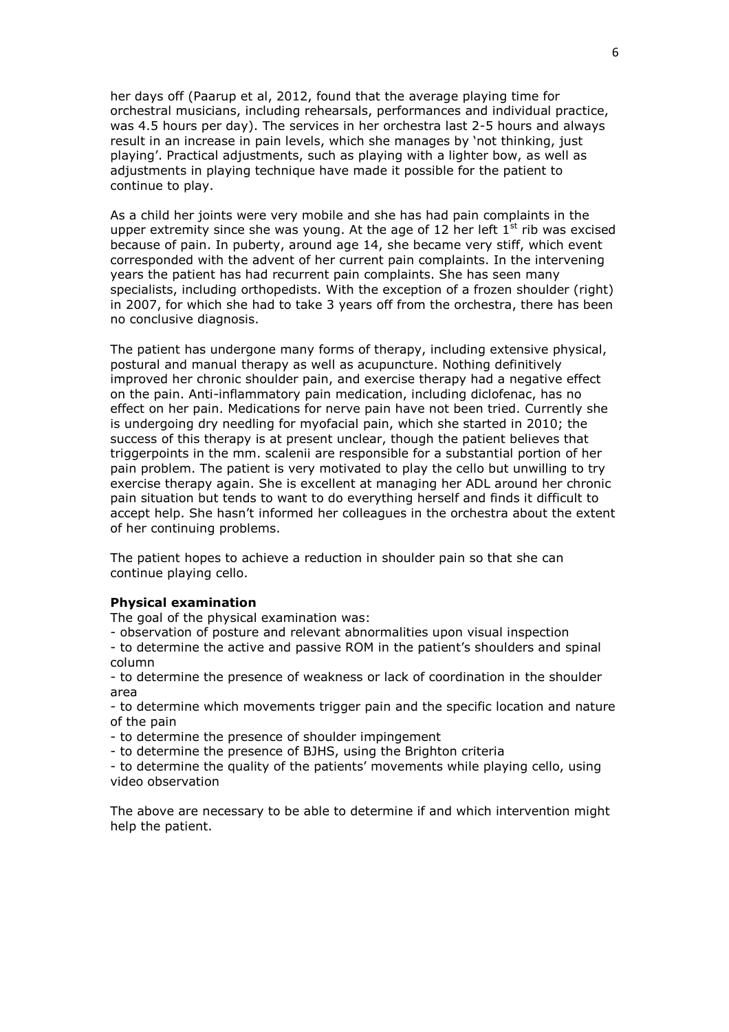her days off (Paarup et al, 2012, found that the average playing time for orchestral musicians, including rehearsals, performances and individual practice, was 4.5 hours per day). The services in her orchestra last 2-5 hours and always result in an increase in pain levels, which she manages by 'not thinking, just playing'. Practical adjustments, such as playing with a lighter bow, as well as adjustments in playing technique have made it possible for the patient to continue to play.

As a child her joints were very mobile and she has had pain complaints in the upper extremity since she was young. At the age of 12 her left 1st rib was excised because of pain. In puberty, around age 14, she became very stiff, which event corresponded with the advent of her current pain complaints. In the intervening years the patient has had recurrent pain complaints. She has seen many specialists, including orthopedists. With the exception of a frozen shoulder (right) in 2007, for which she had to take 3 years off from the orchestra, there has been no conclusive diagnosis.

The patient has undergone many forms of therapy, including extensive physical, postural and manual therapy as well as acupuncture. Nothing definitively improved her chronic shoulder pain, and exercise therapy had a negative effect on the pain. Anti-inflammatory pain medication, including diclofenac, has no effect on her pain. Medications for nerve pain have not been tried. Currently she is undergoing dry needling for myofacial pain, which she started in 2010; the success of this therapy is at present unclear, though the patient believes that triggerpoints in the mm. scalenii are responsible for a substantial portion of her pain problem. The patient is very motivated to play the cello but unwilling to try exercise therapy again. She is excellent at managing her ADL around her chronic pain situation but tends to want to do everything herself and finds it difficult to accept help. She hasn't informed her colleagues in the orchestra about the extent of her continuing problems.

The patient hopes to achieve a reduction in shoulder pain so that she can continue playing cello.

**Physical examination**

The goal of the physical examination was:

- observation of posture and relevant abnormalities upon visual inspection
- to determine the active and passive ROM in the patient's shoulders and spinal column
- to determine the presence of weakness or lack of coordination in the shoulder area
- to determine which movements trigger pain and the specific location and nature of the pain
- to determine the presence of shoulder impingement
- to determine the presence of BJHS, using the Brighton criteria
- to determine the quality of the patients' movements while playing cello, using video observation

The above are necessary to be able to determine if and which intervention might help the patient.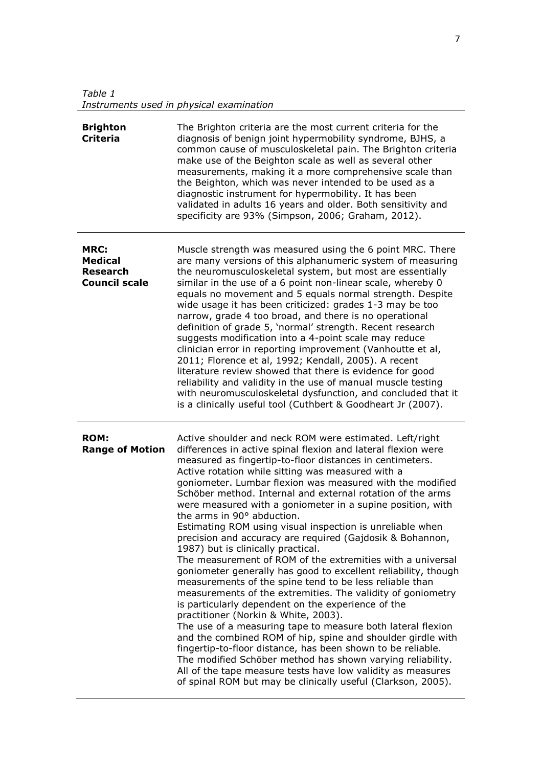*Table 1*
*Instruments used in physical examination*

| | |
|---|---|
| **Brighton Criteria** | The Brighton criteria are the most current criteria for the diagnosis of benign joint hypermobility syndrome, BJHS, a common cause of musculoskeletal pain. The Brighton criteria make use of the Beighton scale as well as several other measurements, making it a more comprehensive scale than the Beighton, which was never intended to be used as a diagnostic instrument for hypermobility. It has been validated in adults 16 years and older. Both sensitivity and specificity are 93% (Simpson, 2006; Graham, 2012). |
| **MRC: Medical Research Council scale** | Muscle strength was measured using the 6 point MRC. There are many versions of this alphanumeric system of measuring the neuromusculoskeletal system, but most are essentially similar in the use of a 6 point non-linear scale, whereby 0 equals no movement and 5 equals normal strength. Despite wide usage it has been criticized: grades 1-3 may be too narrow, grade 4 too broad, and there is no operational definition of grade 5, 'normal' strength. Recent research suggests modification into a 4-point scale may reduce clinician error in reporting improvement (Vanhoutte et al, 2011; Florence et al, 1992; Kendall, 2005). A recent literature review showed that there is evidence for good reliability and validity in the use of manual muscle testing with neuromusculoskeletal dysfunction, and concluded that it is a clinically useful tool (Cuthbert & Goodheart Jr (2007). |
| **ROM: Range of Motion** | Active shoulder and neck ROM were estimated. Left/right differences in active spinal flexion and lateral flexion were measured as fingertip-to-floor distances in centimeters. Active rotation while sitting was measured with a goniometer. Lumbar flexion was measured with the modified Schöber method. Internal and external rotation of the arms were measured with a goniometer in a supine position, with the arms in 90° abduction.<br>Estimating ROM using visual inspection is unreliable when precision and accuracy are required (Gajdosik & Bohannon, 1987) but is clinically practical.<br>The measurement of ROM of the extremities with a universal goniometer generally has good to excellent reliability, though measurements of the spine tend to be less reliable than measurements of the extremities. The validity of goniometry is particularly dependent on the experience of the practitioner (Norkin & White, 2003).<br>The use of a measuring tape to measure both lateral flexion and the combined ROM of hip, spine and shoulder girdle with fingertip-to-floor distance, has been shown to be reliable. The modified Schöber method has shown varying reliability. All of the tape measure tests have low validity as measures of spinal ROM but may be clinically useful (Clarkson, 2005). |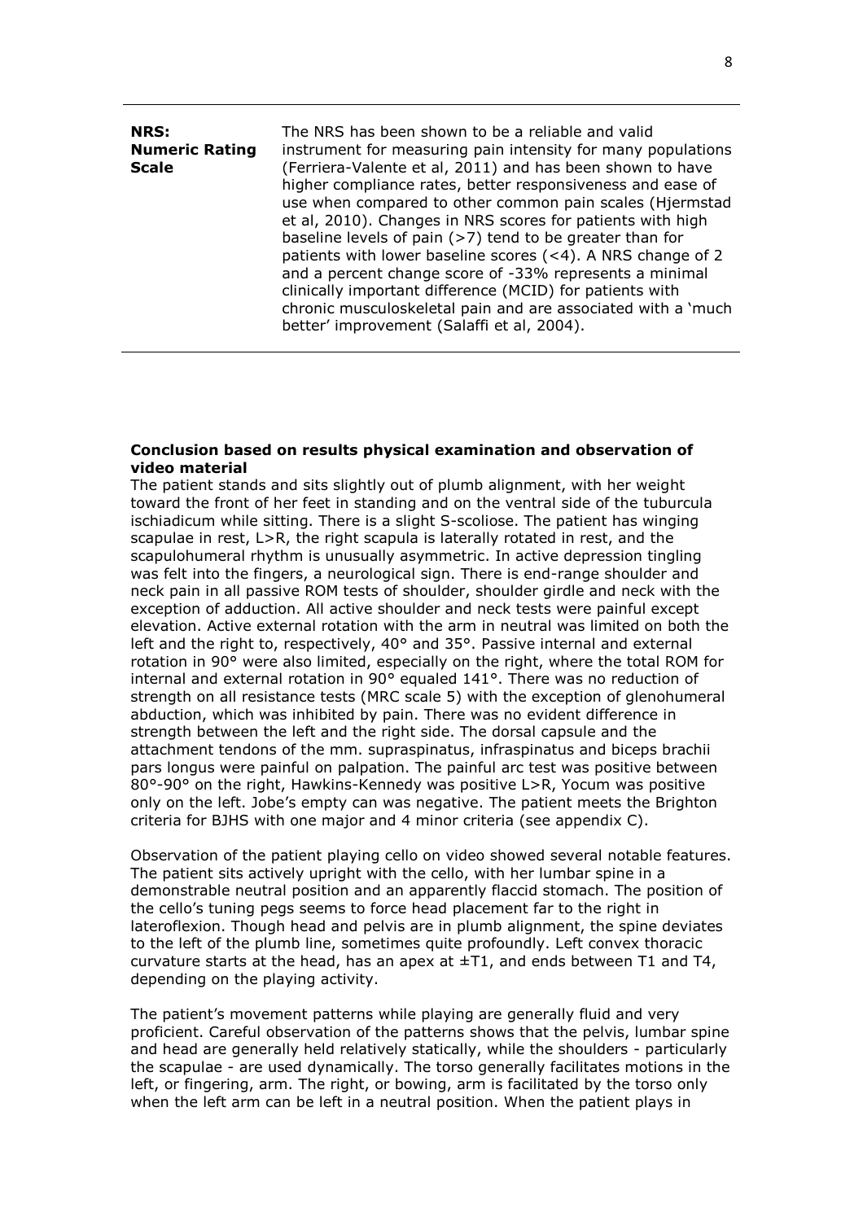| | |
|---|---|
| **NRS: Numeric Rating Scale** | The NRS has been shown to be a reliable and valid instrument for measuring pain intensity for many populations (Ferriera-Valente et al, 2011) and has been shown to have higher compliance rates, better responsiveness and ease of use when compared to other common pain scales (Hjermstad et al, 2010). Changes in NRS scores for patients with high baseline levels of pain (>7) tend to be greater than for patients with lower baseline scores (<4). A NRS change of 2 and a percent change score of -33% represents a minimal clinically important difference (MCID) for patients with chronic musculoskeletal pain and are associated with a 'much better' improvement (Salaffi et al, 2004). |

**Conclusion based on results physical examination and observation of video material**

The patient stands and sits slightly out of plumb alignment, with her weight toward the front of her feet in standing and on the ventral side of the tuburcula ischiadicum while sitting. There is a slight S-scoliose. The patient has winging scapulae in rest, L>R, the right scapula is laterally rotated in rest, and the scapulohumeral rhythm is unusually asymmetric. In active depression tingling was felt into the fingers, a neurological sign. There is end-range shoulder and neck pain in all passive ROM tests of shoulder, shoulder girdle and neck with the exception of adduction. All active shoulder and neck tests were painful except elevation. Active external rotation with the arm in neutral was limited on both the left and the right to, respectively, 40° and 35°. Passive internal and external rotation in 90° were also limited, especially on the right, where the total ROM for internal and external rotation in 90° equaled 141°. There was no reduction of strength on all resistance tests (MRC scale 5) with the exception of glenohumeral abduction, which was inhibited by pain. There was no evident difference in strength between the left and the right side. The dorsal capsule and the attachment tendons of the mm. supraspinatus, infraspinatus and biceps brachii pars longus were painful on palpation. The painful arc test was positive between 80°-90° on the right, Hawkins-Kennedy was positive L>R, Yocum was positive only on the left. Jobe's empty can was negative. The patient meets the Brighton criteria for BJHS with one major and 4 minor criteria (see appendix C).

Observation of the patient playing cello on video showed several notable features. The patient sits actively upright with the cello, with her lumbar spine in a demonstrable neutral position and an apparently flaccid stomach. The position of the cello's tuning pegs seems to force head placement far to the right in lateroflexion. Though head and pelvis are in plumb alignment, the spine deviates to the left of the plumb line, sometimes quite profoundly. Left convex thoracic curvature starts at the head, has an apex at ±T1, and ends between T1 and T4, depending on the playing activity.

The patient's movement patterns while playing are generally fluid and very proficient. Careful observation of the patterns shows that the pelvis, lumbar spine and head are generally held relatively statically, while the shoulders - particularly the scapulae - are used dynamically. The torso generally facilitates motions in the left, or fingering, arm. The right, or bowing, arm is facilitated by the torso only when the left arm can be left in a neutral position. When the patient plays in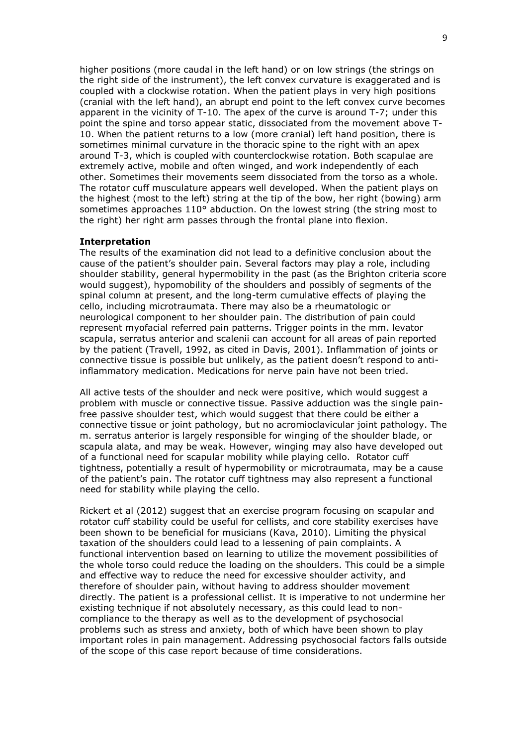higher positions (more caudal in the left hand) or on low strings (the strings on the right side of the instrument), the left convex curvature is exaggerated and is coupled with a clockwise rotation. When the patient plays in very high positions (cranial with the left hand), an abrupt end point to the left convex curve becomes apparent in the vicinity of T-10. The apex of the curve is around T-7; under this point the spine and torso appear static, dissociated from the movement above T-10. When the patient returns to a low (more cranial) left hand position, there is sometimes minimal curvature in the thoracic spine to the right with an apex around T-3, which is coupled with counterclockwise rotation. Both scapulae are extremely active, mobile and often winged, and work independently of each other. Sometimes their movements seem dissociated from the torso as a whole. The rotator cuff musculature appears well developed. When the patient plays on the highest (most to the left) string at the tip of the bow, her right (bowing) arm sometimes approaches 110° abduction. On the lowest string (the string most to the right) her right arm passes through the frontal plane into flexion.

**Interpretation**

The results of the examination did not lead to a definitive conclusion about the cause of the patient's shoulder pain. Several factors may play a role, including shoulder stability, general hypermobility in the past (as the Brighton criteria score would suggest), hypomobility of the shoulders and possibly of segments of the spinal column at present, and the long-term cumulative effects of playing the cello, including microtraumata. There may also be a rheumatologic or neurological component to her shoulder pain. The distribution of pain could represent myofacial referred pain patterns. Trigger points in the mm. levator scapula, serratus anterior and scalenii can account for all areas of pain reported by the patient (Travell, 1992, as cited in Davis, 2001). Inflammation of joints or connective tissue is possible but unlikely, as the patient doesn't respond to anti-inflammatory medication. Medications for nerve pain have not been tried.

All active tests of the shoulder and neck were positive, which would suggest a problem with muscle or connective tissue. Passive adduction was the single pain-free passive shoulder test, which would suggest that there could be either a connective tissue or joint pathology, but no acromioclavicular joint pathology. The m. serratus anterior is largely responsible for winging of the shoulder blade, or scapula alata, and may be weak. However, winging may also have developed out of a functional need for scapular mobility while playing cello. Rotator cuff tightness, potentially a result of hypermobility or microtraumata, may be a cause of the patient's pain. The rotator cuff tightness may also represent a functional need for stability while playing the cello.

Rickert et al (2012) suggest that an exercise program focusing on scapular and rotator cuff stability could be useful for cellists, and core stability exercises have been shown to be beneficial for musicians (Kava, 2010). Limiting the physical taxation of the shoulders could lead to a lessening of pain complaints. A functional intervention based on learning to utilize the movement possibilities of the whole torso could reduce the loading on the shoulders. This could be a simple and effective way to reduce the need for excessive shoulder activity, and therefore of shoulder pain, without having to address shoulder movement directly. The patient is a professional cellist. It is imperative to not undermine her existing technique if not absolutely necessary, as this could lead to non-compliance to the therapy as well as to the development of psychosocial problems such as stress and anxiety, both of which have been shown to play important roles in pain management. Addressing psychosocial factors falls outside of the scope of this case report because of time considerations.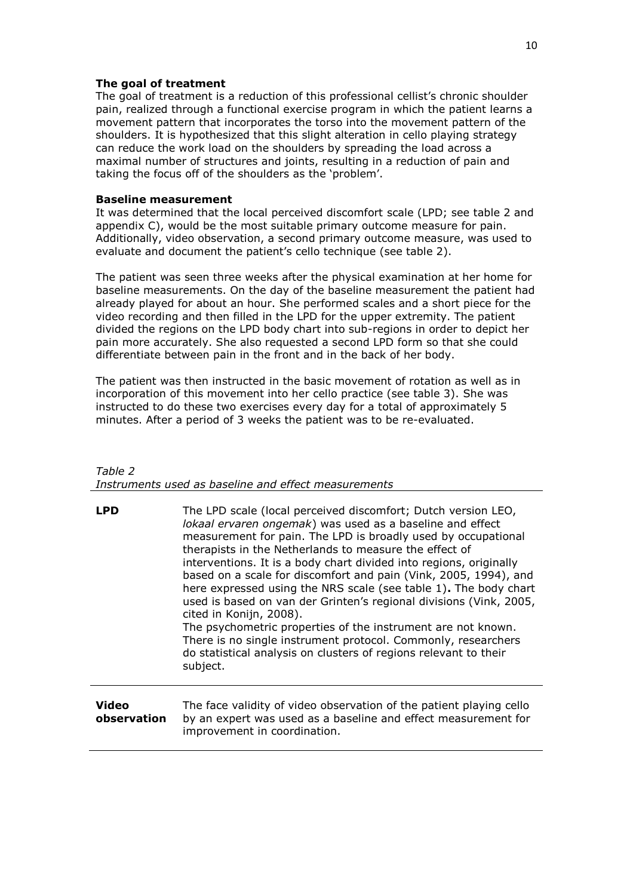**The goal of treatment**

The goal of treatment is a reduction of this professional cellist's chronic shoulder pain, realized through a functional exercise program in which the patient learns a movement pattern that incorporates the torso into the movement pattern of the shoulders. It is hypothesized that this slight alteration in cello playing strategy can reduce the work load on the shoulders by spreading the load across a maximal number of structures and joints, resulting in a reduction of pain and taking the focus off of the shoulders as the 'problem'.

**Baseline measurement**

It was determined that the local perceived discomfort scale (LPD; see table 2 and appendix C), would be the most suitable primary outcome measure for pain. Additionally, video observation, a second primary outcome measure, was used to evaluate and document the patient's cello technique (see table 2).

The patient was seen three weeks after the physical examination at her home for baseline measurements. On the day of the baseline measurement the patient had already played for about an hour. She performed scales and a short piece for the video recording and then filled in the LPD for the upper extremity. The patient divided the regions on the LPD body chart into sub-regions in order to depict her pain more accurately. She also requested a second LPD form so that she could differentiate between pain in the front and in the back of her body.

The patient was then instructed in the basic movement of rotation as well as in incorporation of this movement into her cello practice (see table 3). She was instructed to do these two exercises every day for a total of approximately 5 minutes. After a period of 3 weeks the patient was to be re-evaluated.

*Table 2*
*Instruments used as baseline and effect measurements*

| | |
|---|---|
| **LPD** | The LPD scale (local perceived discomfort; Dutch version LEO, *lokaal ervaren ongemak*) was used as a baseline and effect measurement for pain. The LPD is broadly used by occupational therapists in the Netherlands to measure the effect of interventions. It is a body chart divided into regions, originally based on a scale for discomfort and pain (Vink, 2005, 1994), and here expressed using the NRS scale (see table 1)**.** The body chart used is based on van der Grinten's regional divisions (Vink, 2005, cited in Konijn, 2008). The psychometric properties of the instrument are not known. There is no single instrument protocol. Commonly, researchers do statistical analysis on clusters of regions relevant to their subject. |
| **Video observation** | The face validity of video observation of the patient playing cello by an expert was used as a baseline and effect measurement for improvement in coordination. |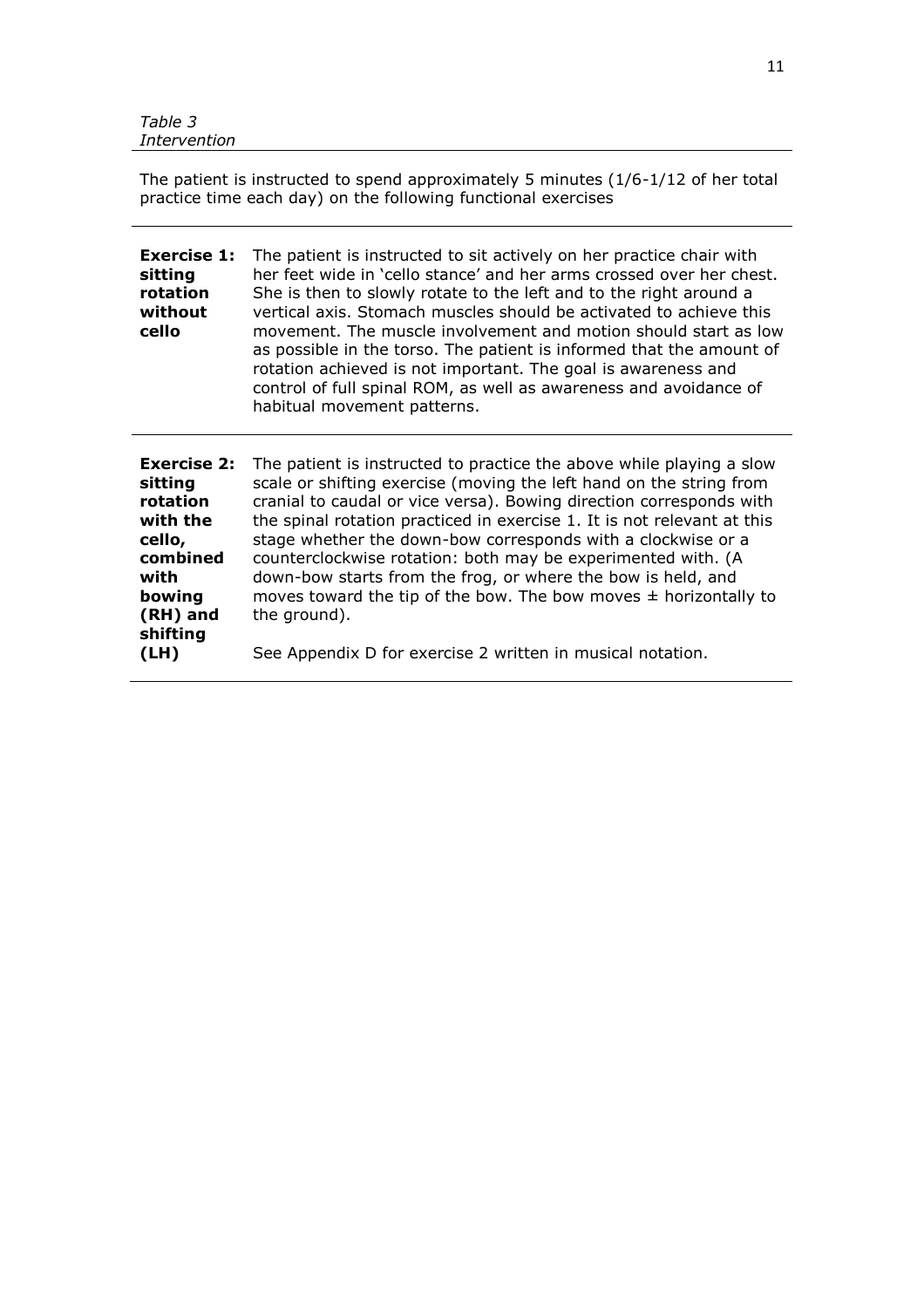*Table 3*
*Intervention*

| The patient is instructed to spend approximately 5 minutes (1/6-1/12 of her total practice time each day) on the following functional exercises | |
|---|---|
| **Exercise 1: sitting rotation without cello** | The patient is instructed to sit actively on her practice chair with her feet wide in 'cello stance' and her arms crossed over her chest. She is then to slowly rotate to the left and to the right around a vertical axis. Stomach muscles should be activated to achieve this movement. The muscle involvement and motion should start as low as possible in the torso. The patient is informed that the amount of rotation achieved is not important. The goal is awareness and control of full spinal ROM, as well as awareness and avoidance of habitual movement patterns. |
| **Exercise 2: sitting rotation with the cello, combined with bowing (RH) and shifting (LH)** | The patient is instructed to practice the above while playing a slow scale or shifting exercise (moving the left hand on the string from cranial to caudal or vice versa). Bowing direction corresponds with the spinal rotation practiced in exercise 1. It is not relevant at this stage whether the down-bow corresponds with a clockwise or a counterclockwise rotation: both may be experimented with. (A down-bow starts from the frog, or where the bow is held, and moves toward the tip of the bow. The bow moves ± horizontally to the ground).<br><br>See Appendix D for exercise 2 written in musical notation. |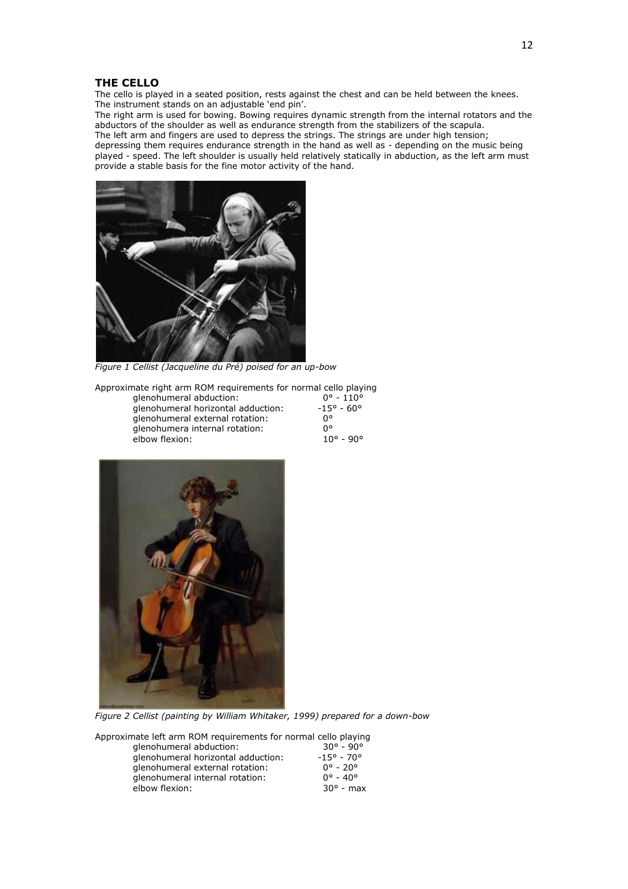## THE CELLO

The cello is played in a seated position, rests against the chest and can be held between the knees. The instrument stands on an adjustable 'end pin'.

The right arm is used for bowing. Bowing requires dynamic strength from the internal rotators and the abductors of the shoulder as well as endurance strength from the stabilizers of the scapula.

The left arm and fingers are used to depress the strings. The strings are under high tension; depressing them requires endurance strength in the hand as well as - depending on the music being played - speed. The left shoulder is usually held relatively statically in abduction, as the left arm must provide a stable basis for the fine motor activity of the hand.

*Figure 1 Cellist (Jacqueline du Pré) poised for an up-bow*

Approximate right arm ROM requirements for normal cello playing

| | |
|---|---|
| glenohumeral abduction: | 0° - 110° |
| glenohumeral horizontal adduction: | -15° - 60° |
| glenohumeral external rotation: | 0° |
| glenohumera internal rotation: | 0° |
| elbow flexion: | 10° - 90° |

*Figure 2 Cellist (painting by William Whitaker, 1999) prepared for a down-bow*

Approximate left arm ROM requirements for normal cello playing

| | |
|---|---|
| glenohumeral abduction: | 30° - 90° |
| glenohumeral horizontal adduction: | -15° - 70° |
| glenohumeral external rotation: | 0° - 20° |
| glenohumeral internal rotation: | 0° - 40° |
| elbow flexion: | 30° - max |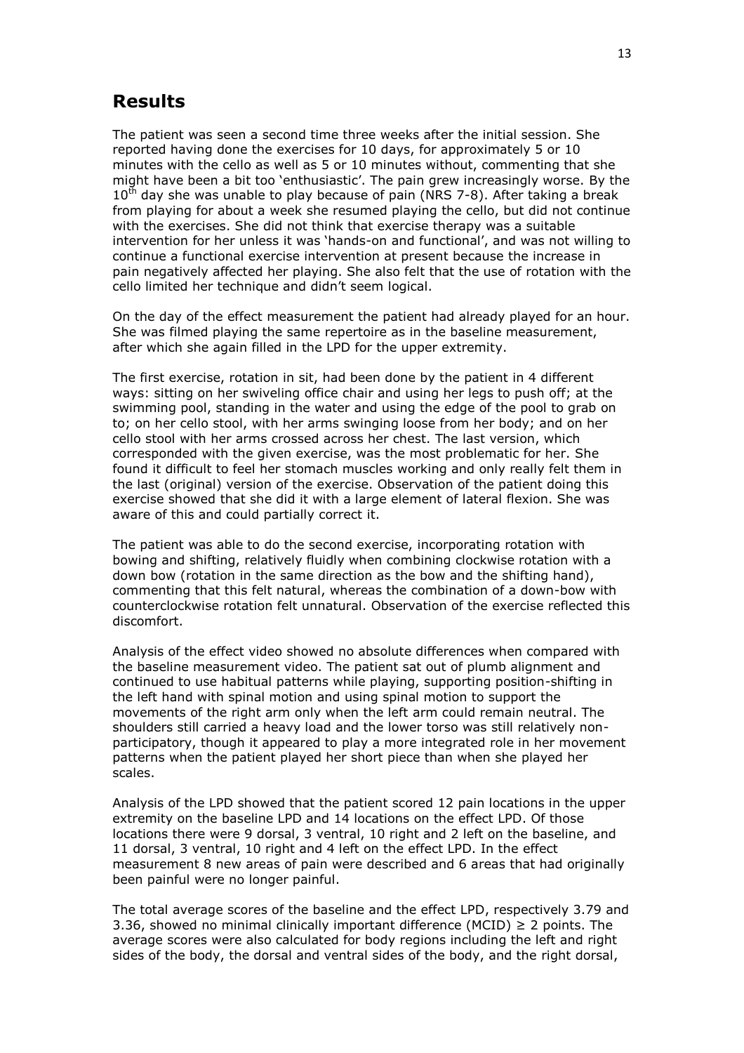## Results

The patient was seen a second time three weeks after the initial session. She reported having done the exercises for 10 days, for approximately 5 or 10 minutes with the cello as well as 5 or 10 minutes without, commenting that she might have been a bit too 'enthusiastic'. The pain grew increasingly worse. By the 10$^{th}$ day she was unable to play because of pain (NRS 7-8). After taking a break from playing for about a week she resumed playing the cello, but did not continue with the exercises. She did not think that exercise therapy was a suitable intervention for her unless it was 'hands-on and functional', and was not willing to continue a functional exercise intervention at present because the increase in pain negatively affected her playing. She also felt that the use of rotation with the cello limited her technique and didn't seem logical.

On the day of the effect measurement the patient had already played for an hour. She was filmed playing the same repertoire as in the baseline measurement, after which she again filled in the LPD for the upper extremity.

The first exercise, rotation in sit, had been done by the patient in 4 different ways: sitting on her swiveling office chair and using her legs to push off; at the swimming pool, standing in the water and using the edge of the pool to grab on to; on her cello stool, with her arms swinging loose from her body; and on her cello stool with her arms crossed across her chest. The last version, which corresponded with the given exercise, was the most problematic for her. She found it difficult to feel her stomach muscles working and only really felt them in the last (original) version of the exercise. Observation of the patient doing this exercise showed that she did it with a large element of lateral flexion. She was aware of this and could partially correct it.

The patient was able to do the second exercise, incorporating rotation with bowing and shifting, relatively fluidly when combining clockwise rotation with a down bow (rotation in the same direction as the bow and the shifting hand), commenting that this felt natural, whereas the combination of a down-bow with counterclockwise rotation felt unnatural. Observation of the exercise reflected this discomfort.

Analysis of the effect video showed no absolute differences when compared with the baseline measurement video. The patient sat out of plumb alignment and continued to use habitual patterns while playing, supporting position-shifting in the left hand with spinal motion and using spinal motion to support the movements of the right arm only when the left arm could remain neutral. The shoulders still carried a heavy load and the lower torso was still relatively non-participatory, though it appeared to play a more integrated role in her movement patterns when the patient played her short piece than when she played her scales.

Analysis of the LPD showed that the patient scored 12 pain locations in the upper extremity on the baseline LPD and 14 locations on the effect LPD. Of those locations there were 9 dorsal, 3 ventral, 10 right and 2 left on the baseline, and 11 dorsal, 3 ventral, 10 right and 4 left on the effect LPD. In the effect measurement 8 new areas of pain were described and 6 areas that had originally been painful were no longer painful.

The total average scores of the baseline and the effect LPD, respectively 3.79 and 3.36, showed no minimal clinically important difference (MCID) $\geq$ 2 points. The average scores were also calculated for body regions including the left and right sides of the body, the dorsal and ventral sides of the body, and the right dorsal,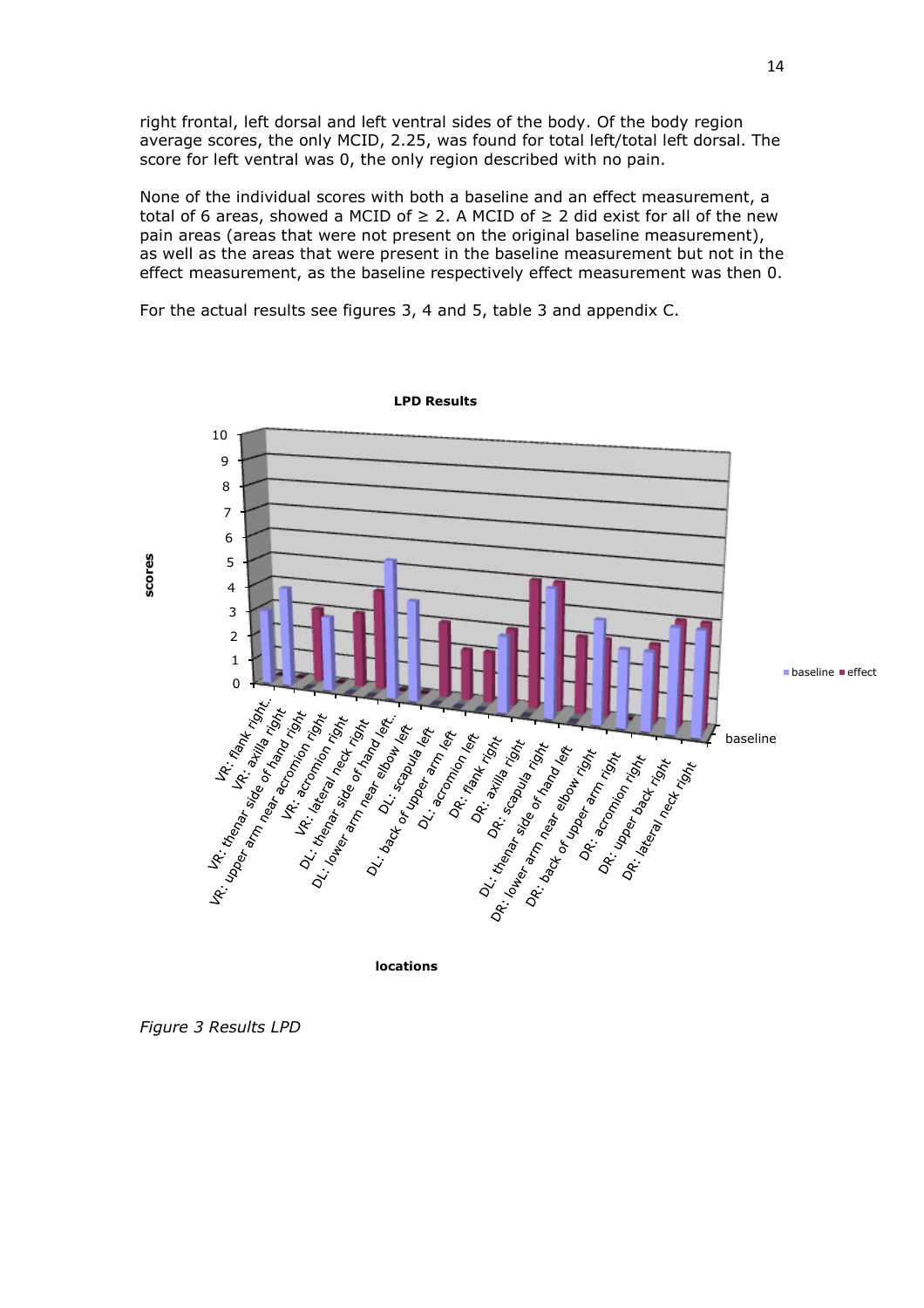right frontal, left dorsal and left ventral sides of the body. Of the body region average scores, the only MCID, 2.25, was found for total left/total left dorsal. The score for left ventral was 0, the only region described with no pain.

None of the individual scores with both a baseline and an effect measurement, a total of 6 areas, showed a MCID of ≥ 2. A MCID of ≥ 2 did exist for all of the new pain areas (areas that were not present on the original baseline measurement), as well as the areas that were present in the baseline measurement but not in the effect measurement, as the baseline respectively effect measurement was then 0.

For the actual results see figures 3, 4 and 5, table 3 and appendix C.

*Figure 3 Results LPD*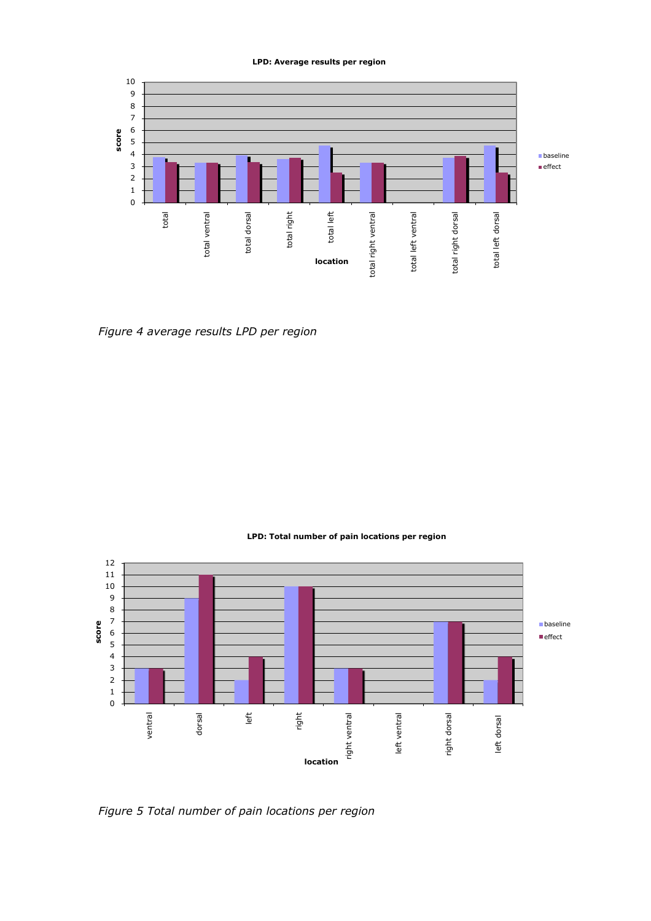*Figure 4 average results LPD per region*

*Figure 5 Total number of pain locations per region*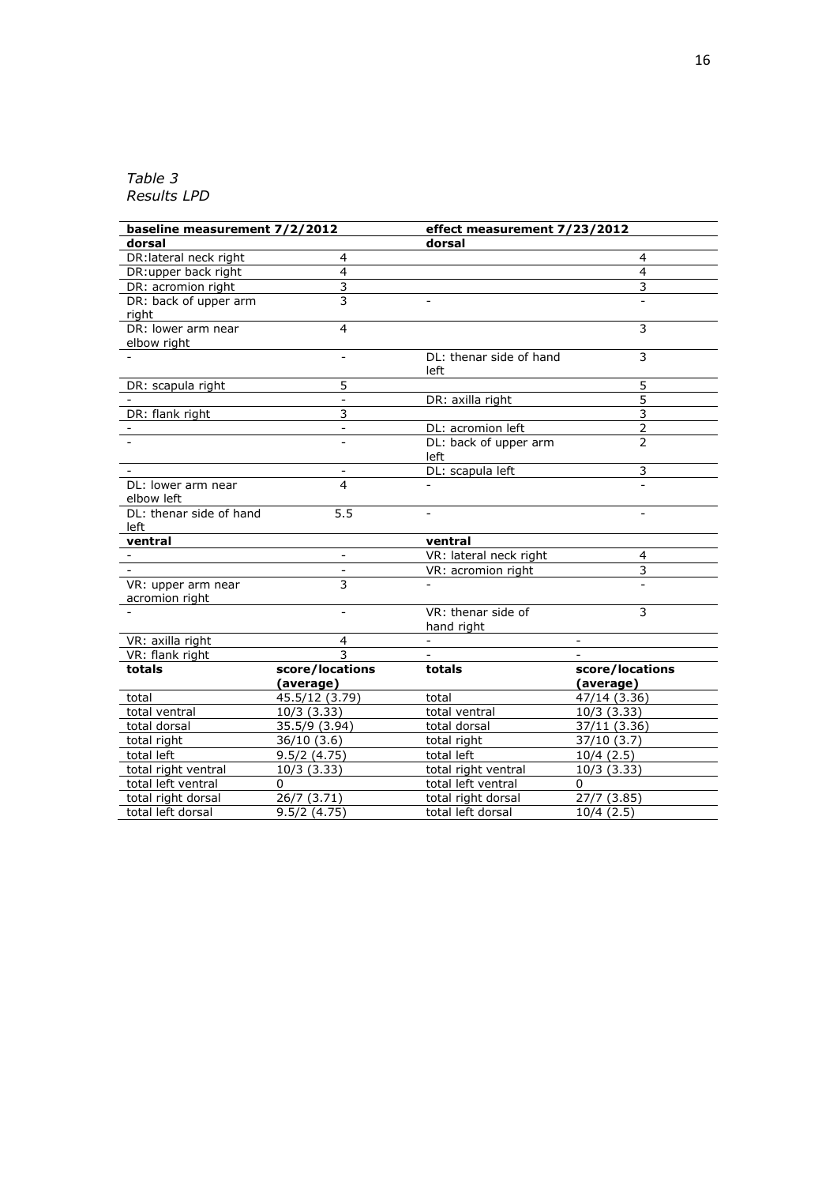*Table 3*
*Results LPD*

| baseline measurement 7/2/2012 | | effect measurement 7/23/2012 | |
|---|---|---|---|
| **dorsal** | | **dorsal** | |
| DR:lateral neck right | 4 | | 4 |
| DR:upper back right | 4 | | 4 |
| DR: acromion right | 3 | | 3 |
| DR: back of upper arm right | 3 | - | - |
| DR: lower arm near elbow right | 4 | | 3 |
| - | - | DL: thenar side of hand left | 3 |
| DR: scapula right | 5 | | 5 |
| - | - | DR: axilla right | 5 |
| DR: flank right | 3 | | 3 |
| - | - | DL: acromion left | 2 |
| - | - | DL: back of upper arm left | 2 |
| - | - | DL: scapula left | 3 |
| DL: lower arm near elbow left | 4 | - | - |
| DL: thenar side of hand left | 5.5 | - | - |
| **ventral** | | **ventral** | |
| - | - | VR: lateral neck right | 4 |
| - | - | VR: acromion right | 3 |
| VR: upper arm near acromion right | 3 | - | - |
| - | - | VR: thenar side of hand right | 3 |
| VR: axilla right | 4 | - | - |
| VR: flank right | 3 | - | - |
| **totals** | **score/locations (average)** | **totals** | **score/locations (average)** |
| total | 45.5/12 (3.79) | total | 47/14 (3.36) |
| total ventral | 10/3 (3.33) | total ventral | 10/3 (3.33) |
| total dorsal | 35.5/9 (3.94) | total dorsal | 37/11 (3.36) |
| total right | 36/10 (3.6) | total right | 37/10 (3.7) |
| total left | 9.5/2 (4.75) | total left | 10/4 (2.5) |
| total right ventral | 10/3 (3.33) | total right ventral | 10/3 (3.33) |
| total left ventral | 0 | total left ventral | 0 |
| total right dorsal | 26/7 (3.71) | total right dorsal | 27/7 (3.85) |
| total left dorsal | 9.5/2 (4.75) | total left dorsal | 10/4 (2.5) |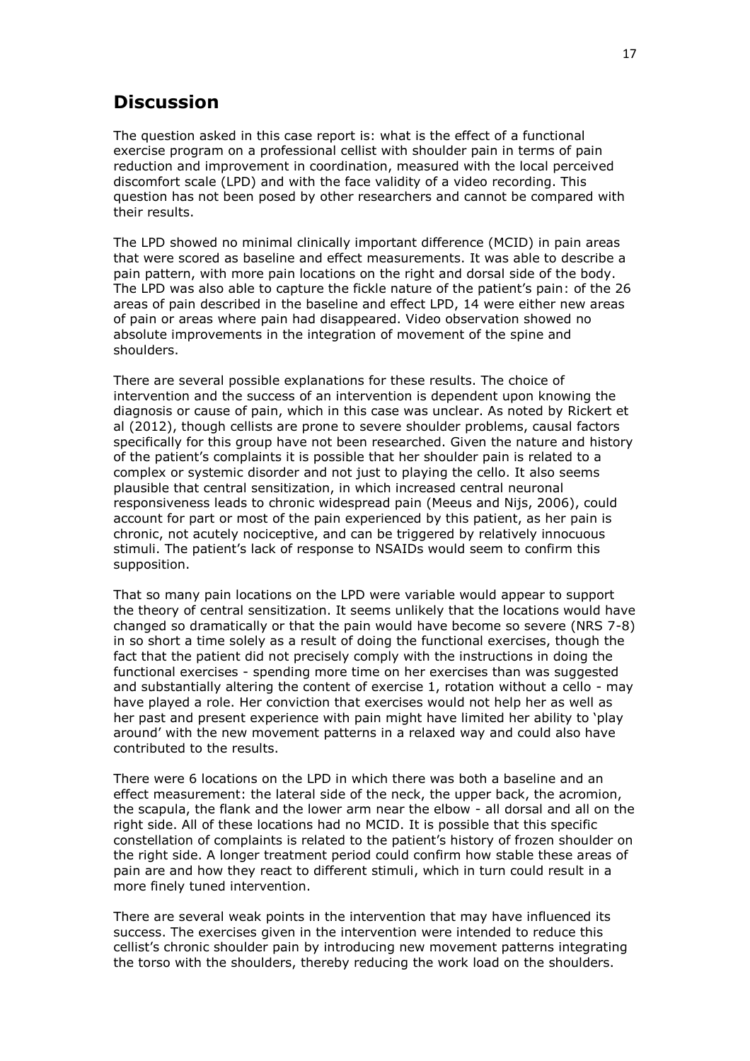## Discussion

The question asked in this case report is: what is the effect of a functional exercise program on a professional cellist with shoulder pain in terms of pain reduction and improvement in coordination, measured with the local perceived discomfort scale (LPD) and with the face validity of a video recording. This question has not been posed by other researchers and cannot be compared with their results.

The LPD showed no minimal clinically important difference (MCID) in pain areas that were scored as baseline and effect measurements. It was able to describe a pain pattern, with more pain locations on the right and dorsal side of the body. The LPD was also able to capture the fickle nature of the patient's pain: of the 26 areas of pain described in the baseline and effect LPD, 14 were either new areas of pain or areas where pain had disappeared. Video observation showed no absolute improvements in the integration of movement of the spine and shoulders.

There are several possible explanations for these results. The choice of intervention and the success of an intervention is dependent upon knowing the diagnosis or cause of pain, which in this case was unclear. As noted by Rickert et al (2012), though cellists are prone to severe shoulder problems, causal factors specifically for this group have not been researched. Given the nature and history of the patient's complaints it is possible that her shoulder pain is related to a complex or systemic disorder and not just to playing the cello. It also seems plausible that central sensitization, in which increased central neuronal responsiveness leads to chronic widespread pain (Meeus and Nijs, 2006), could account for part or most of the pain experienced by this patient, as her pain is chronic, not acutely nociceptive, and can be triggered by relatively innocuous stimuli. The patient's lack of response to NSAIDs would seem to confirm this supposition.

That so many pain locations on the LPD were variable would appear to support the theory of central sensitization. It seems unlikely that the locations would have changed so dramatically or that the pain would have become so severe (NRS 7-8) in so short a time solely as a result of doing the functional exercises, though the fact that the patient did not precisely comply with the instructions in doing the functional exercises - spending more time on her exercises than was suggested and substantially altering the content of exercise 1, rotation without a cello - may have played a role. Her conviction that exercises would not help her as well as her past and present experience with pain might have limited her ability to 'play around' with the new movement patterns in a relaxed way and could also have contributed to the results.

There were 6 locations on the LPD in which there was both a baseline and an effect measurement: the lateral side of the neck, the upper back, the acromion, the scapula, the flank and the lower arm near the elbow - all dorsal and all on the right side. All of these locations had no MCID. It is possible that this specific constellation of complaints is related to the patient's history of frozen shoulder on the right side. A longer treatment period could confirm how stable these areas of pain are and how they react to different stimuli, which in turn could result in a more finely tuned intervention.

There are several weak points in the intervention that may have influenced its success. The exercises given in the intervention were intended to reduce this cellist's chronic shoulder pain by introducing new movement patterns integrating the torso with the shoulders, thereby reducing the work load on the shoulders.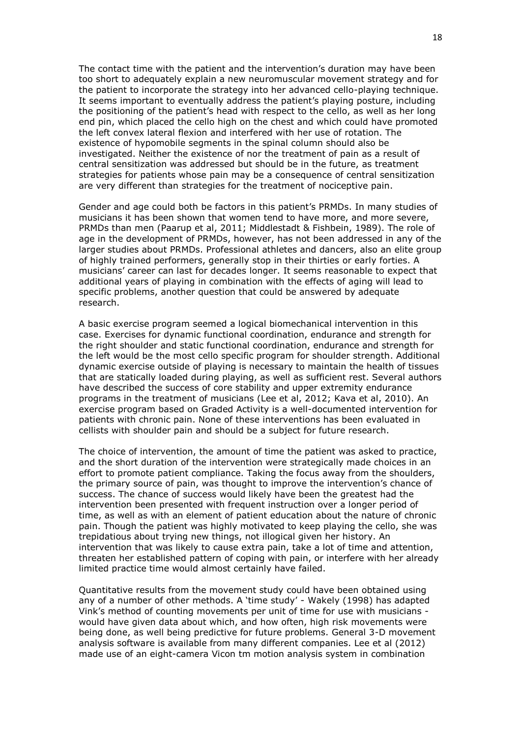The contact time with the patient and the intervention's duration may have been too short to adequately explain a new neuromuscular movement strategy and for the patient to incorporate the strategy into her advanced cello-playing technique. It seems important to eventually address the patient's playing posture, including the positioning of the patient's head with respect to the cello, as well as her long end pin, which placed the cello high on the chest and which could have promoted the left convex lateral flexion and interfered with her use of rotation. The existence of hypomobile segments in the spinal column should also be investigated. Neither the existence of nor the treatment of pain as a result of central sensitization was addressed but should be in the future, as treatment strategies for patients whose pain may be a consequence of central sensitization are very different than strategies for the treatment of nociceptive pain.

Gender and age could both be factors in this patient's PRMDs. In many studies of musicians it has been shown that women tend to have more, and more severe, PRMDs than men (Paarup et al, 2011; Middlestadt & Fishbein, 1989). The role of age in the development of PRMDs, however, has not been addressed in any of the larger studies about PRMDs. Professional athletes and dancers, also an elite group of highly trained performers, generally stop in their thirties or early forties. A musicians' career can last for decades longer. It seems reasonable to expect that additional years of playing in combination with the effects of aging will lead to specific problems, another question that could be answered by adequate research.

A basic exercise program seemed a logical biomechanical intervention in this case. Exercises for dynamic functional coordination, endurance and strength for the right shoulder and static functional coordination, endurance and strength for the left would be the most cello specific program for shoulder strength. Additional dynamic exercise outside of playing is necessary to maintain the health of tissues that are statically loaded during playing, as well as sufficient rest. Several authors have described the success of core stability and upper extremity endurance programs in the treatment of musicians (Lee et al, 2012; Kava et al, 2010). An exercise program based on Graded Activity is a well-documented intervention for patients with chronic pain. None of these interventions has been evaluated in cellists with shoulder pain and should be a subject for future research.

The choice of intervention, the amount of time the patient was asked to practice, and the short duration of the intervention were strategically made choices in an effort to promote patient compliance. Taking the focus away from the shoulders, the primary source of pain, was thought to improve the intervention's chance of success. The chance of success would likely have been the greatest had the intervention been presented with frequent instruction over a longer period of time, as well as with an element of patient education about the nature of chronic pain. Though the patient was highly motivated to keep playing the cello, she was trepidatious about trying new things, not illogical given her history. An intervention that was likely to cause extra pain, take a lot of time and attention, threaten her established pattern of coping with pain, or interfere with her already limited practice time would almost certainly have failed.

Quantitative results from the movement study could have been obtained using any of a number of other methods. A 'time study' - Wakely (1998) has adapted Vink's method of counting movements per unit of time for use with musicians - would have given data about which, and how often, high risk movements were being done, as well being predictive for future problems. General 3-D movement analysis software is available from many different companies. Lee et al (2012) made use of an eight-camera Vicon tm motion analysis system in combination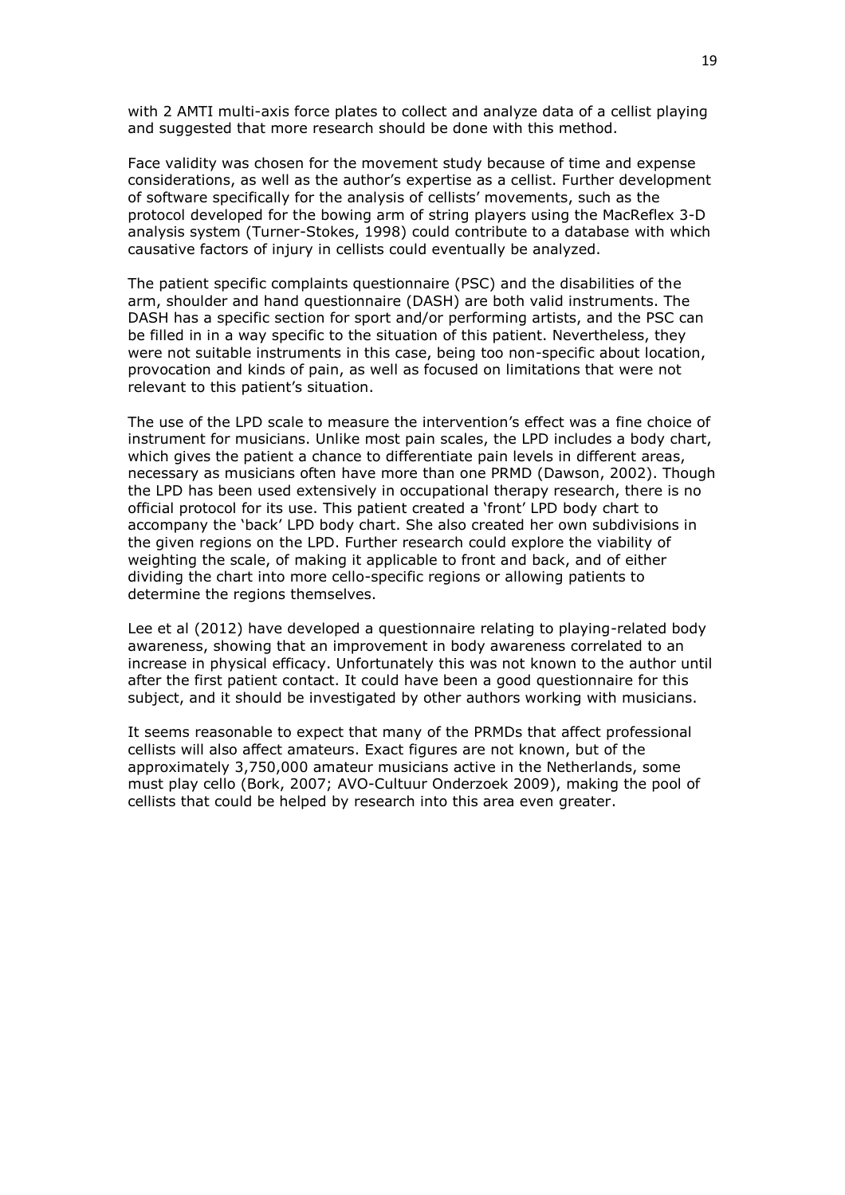with 2 AMTI multi-axis force plates to collect and analyze data of a cellist playing and suggested that more research should be done with this method.

Face validity was chosen for the movement study because of time and expense considerations, as well as the author's expertise as a cellist. Further development of software specifically for the analysis of cellists' movements, such as the protocol developed for the bowing arm of string players using the MacReflex 3-D analysis system (Turner-Stokes, 1998) could contribute to a database with which causative factors of injury in cellists could eventually be analyzed.

The patient specific complaints questionnaire (PSC) and the disabilities of the arm, shoulder and hand questionnaire (DASH) are both valid instruments. The DASH has a specific section for sport and/or performing artists, and the PSC can be filled in in a way specific to the situation of this patient. Nevertheless, they were not suitable instruments in this case, being too non-specific about location, provocation and kinds of pain, as well as focused on limitations that were not relevant to this patient's situation.

The use of the LPD scale to measure the intervention's effect was a fine choice of instrument for musicians. Unlike most pain scales, the LPD includes a body chart, which gives the patient a chance to differentiate pain levels in different areas, necessary as musicians often have more than one PRMD (Dawson, 2002). Though the LPD has been used extensively in occupational therapy research, there is no official protocol for its use. This patient created a 'front' LPD body chart to accompany the 'back' LPD body chart. She also created her own subdivisions in the given regions on the LPD. Further research could explore the viability of weighting the scale, of making it applicable to front and back, and of either dividing the chart into more cello-specific regions or allowing patients to determine the regions themselves.

Lee et al (2012) have developed a questionnaire relating to playing-related body awareness, showing that an improvement in body awareness correlated to an increase in physical efficacy. Unfortunately this was not known to the author until after the first patient contact. It could have been a good questionnaire for this subject, and it should be investigated by other authors working with musicians.

It seems reasonable to expect that many of the PRMDs that affect professional cellists will also affect amateurs. Exact figures are not known, but of the approximately 3,750,000 amateur musicians active in the Netherlands, some must play cello (Bork, 2007; AVO-Cultuur Onderzoek 2009), making the pool of cellists that could be helped by research into this area even greater.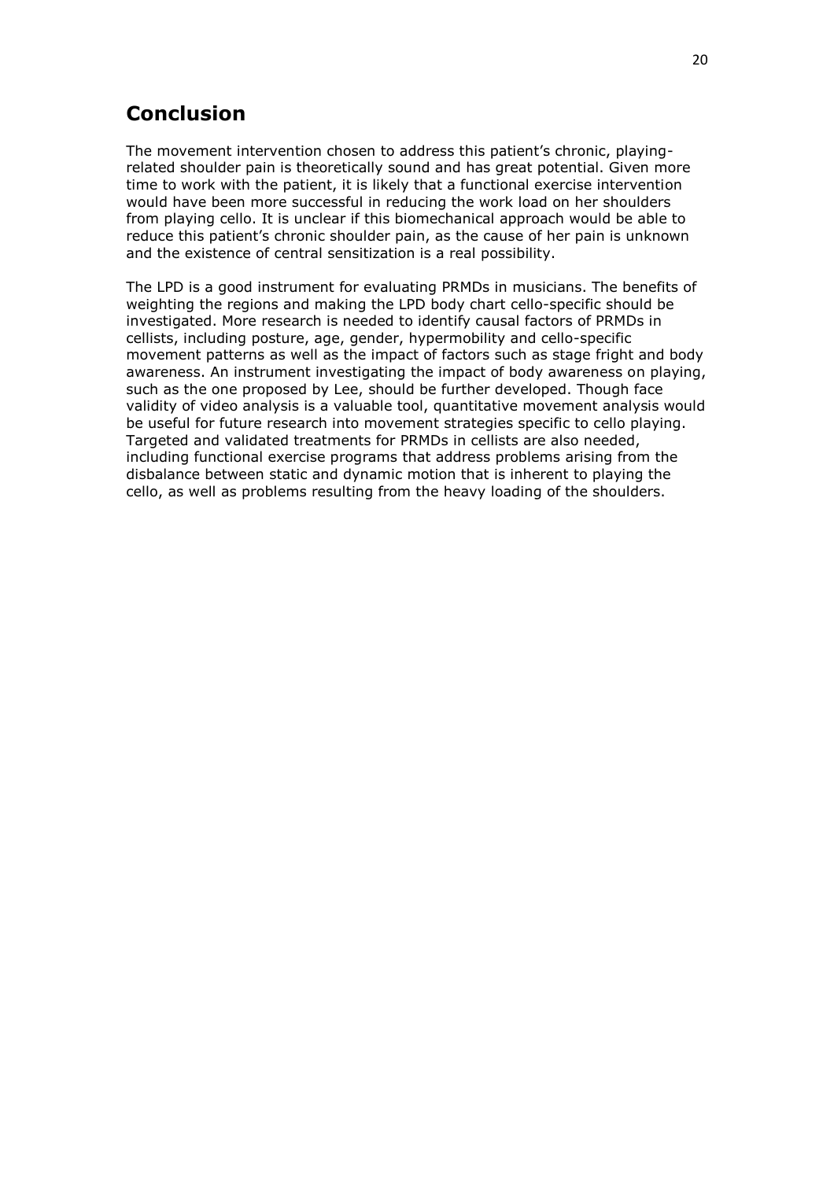## Conclusion

The movement intervention chosen to address this patient's chronic, playing-related shoulder pain is theoretically sound and has great potential. Given more time to work with the patient, it is likely that a functional exercise intervention would have been more successful in reducing the work load on her shoulders from playing cello. It is unclear if this biomechanical approach would be able to reduce this patient's chronic shoulder pain, as the cause of her pain is unknown and the existence of central sensitization is a real possibility.

The LPD is a good instrument for evaluating PRMDs in musicians. The benefits of weighting the regions and making the LPD body chart cello-specific should be investigated. More research is needed to identify causal factors of PRMDs in cellists, including posture, age, gender, hypermobility and cello-specific movement patterns as well as the impact of factors such as stage fright and body awareness. An instrument investigating the impact of body awareness on playing, such as the one proposed by Lee, should be further developed. Though face validity of video analysis is a valuable tool, quantitative movement analysis would be useful for future research into movement strategies specific to cello playing. Targeted and validated treatments for PRMDs in cellists are also needed, including functional exercise programs that address problems arising from the disbalance between static and dynamic motion that is inherent to playing the cello, as well as problems resulting from the heavy loading of the shoulders.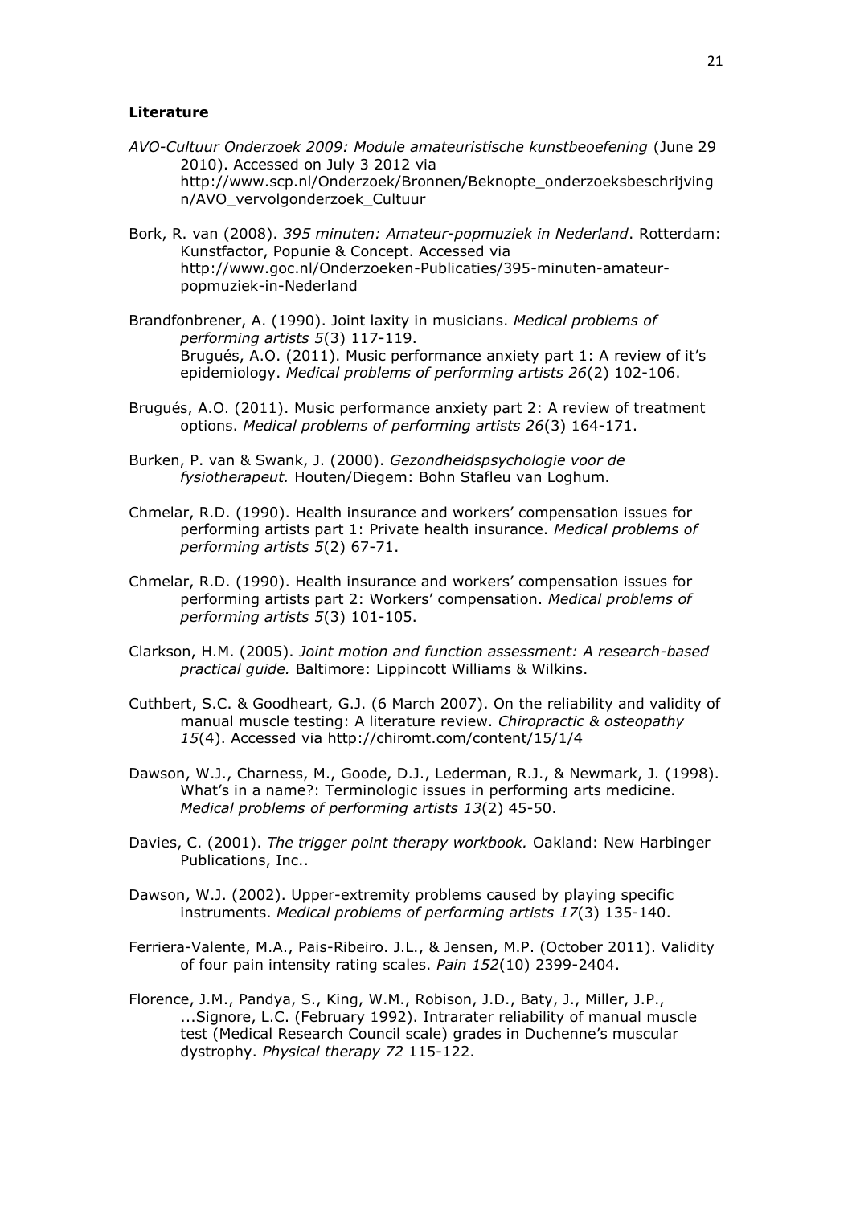**Literature**

*AVO-Cultuur Onderzoek 2009: Module amateuristische kunstbeoefening* (June 29 2010). Accessed on July 3 2012 via http://www.scp.nl/Onderzoek/Bronnen/Beknopte_onderzoeksbeschrijvingn/AVO_vervolgonderzoek_Cultuur

Bork, R. van (2008). *395 minuten: Amateur-popmuziek in Nederland*. Rotterdam: Kunstfactor, Popunie & Concept. Accessed via http://www.goc.nl/Onderzoeken-Publicaties/395-minuten-amateur-popmuziek-in-Nederland

Brandfonbrener, A. (1990). Joint laxity in musicians. *Medical problems of performing artists 5*(3) 117-119.
Brugués, A.O. (2011). Music performance anxiety part 1: A review of it's epidemiology. *Medical problems of performing artists 26*(2) 102-106.

Brugués, A.O. (2011). Music performance anxiety part 2: A review of treatment options. *Medical problems of performing artists 26*(3) 164-171.

Burken, P. van & Swank, J. (2000). *Gezondheidspsychologie voor de fysiotherapeut.* Houten/Diegem: Bohn Stafleu van Loghum.

Chmelar, R.D. (1990). Health insurance and workers' compensation issues for performing artists part 1: Private health insurance. *Medical problems of performing artists 5*(2) 67-71.

Chmelar, R.D. (1990). Health insurance and workers' compensation issues for performing artists part 2: Workers' compensation. *Medical problems of performing artists 5*(3) 101-105.

Clarkson, H.M. (2005). *Joint motion and function assessment: A research-based practical guide.* Baltimore: Lippincott Williams & Wilkins.

Cuthbert, S.C. & Goodheart, G.J. (6 March 2007). On the reliability and validity of manual muscle testing: A literature review. *Chiropractic & osteopathy 15*(4). Accessed via http://chiromt.com/content/15/1/4

Dawson, W.J., Charness, M., Goode, D.J., Lederman, R.J., & Newmark, J. (1998). What's in a name?: Terminologic issues in performing arts medicine. *Medical problems of performing artists 13*(2) 45-50.

Davies, C. (2001). *The trigger point therapy workbook.* Oakland: New Harbinger Publications, Inc..

Dawson, W.J. (2002). Upper-extremity problems caused by playing specific instruments. *Medical problems of performing artists 17*(3) 135-140.

Ferriera-Valente, M.A., Pais-Ribeiro. J.L., & Jensen, M.P. (October 2011). Validity of four pain intensity rating scales. *Pain 152*(10) 2399-2404.

Florence, J.M., Pandya, S., King, W.M., Robison, J.D., Baty, J., Miller, J.P., ...Signore, L.C. (February 1992). Intrarater reliability of manual muscle test (Medical Research Council scale) grades in Duchenne's muscular dystrophy. *Physical therapy 72* 115-122.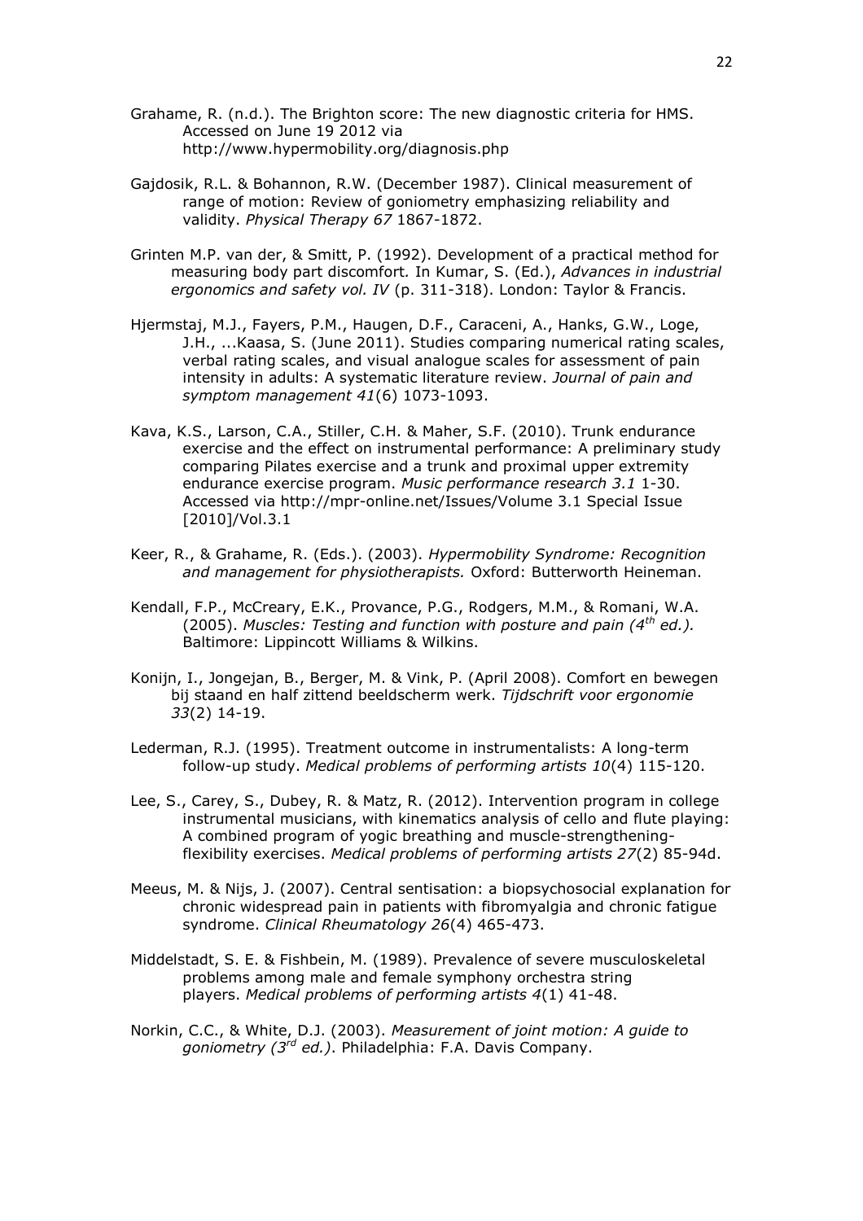Grahame, R. (n.d.). The Brighton score: The new diagnostic criteria for HMS. Accessed on June 19 2012 via http://www.hypermobility.org/diagnosis.php

Gajdosik, R.L. & Bohannon, R.W. (December 1987). Clinical measurement of range of motion: Review of goniometry emphasizing reliability and validity. *Physical Therapy 67* 1867-1872.

Grinten M.P. van der, & Smitt, P. (1992). Development of a practical method for measuring body part discomfort. In Kumar, S. (Ed.), *Advances in industrial ergonomics and safety vol. IV* (p. 311-318). London: Taylor & Francis.

Hjermstaj, M.J., Fayers, P.M., Haugen, D.F., Caraceni, A., Hanks, G.W., Loge, J.H., ...Kaasa, S. (June 2011). Studies comparing numerical rating scales, verbal rating scales, and visual analogue scales for assessment of pain intensity in adults: A systematic literature review. *Journal of pain and symptom management 41*(6) 1073-1093.

Kava, K.S., Larson, C.A., Stiller, C.H. & Maher, S.F. (2010). Trunk endurance exercise and the effect on instrumental performance: A preliminary study comparing Pilates exercise and a trunk and proximal upper extremity endurance exercise program. *Music performance research 3.1* 1-30. Accessed via http://mpr-online.net/Issues/Volume 3.1 Special Issue [2010]/Vol.3.1

Keer, R., & Grahame, R. (Eds.). (2003). *Hypermobility Syndrome: Recognition and management for physiotherapists.* Oxford: Butterworth Heineman.

Kendall, F.P., McCreary, E.K., Provance, P.G., Rodgers, M.M., & Romani, W.A. (2005). *Muscles: Testing and function with posture and pain (4th ed.).* Baltimore: Lippincott Williams & Wilkins.

Konijn, I., Jongejan, B., Berger, M. & Vink, P. (April 2008). Comfort en bewegen bij staand en half zittend beeldscherm werk. *Tijdschrift voor ergonomie 33*(2) 14-19.

Lederman, R.J. (1995). Treatment outcome in instrumentalists: A long-term follow-up study. *Medical problems of performing artists 10*(4) 115-120.

Lee, S., Carey, S., Dubey, R. & Matz, R. (2012). Intervention program in college instrumental musicians, with kinematics analysis of cello and flute playing: A combined program of yogic breathing and muscle-strengthening-flexibility exercises. *Medical problems of performing artists 27*(2) 85-94d.

Meeus, M. & Nijs, J. (2007). Central sentisation: a biopsychosocial explanation for chronic widespread pain in patients with fibromyalgia and chronic fatigue syndrome. *Clinical Rheumatology 26*(4) 465-473.

Middelstadt, S. E. & Fishbein, M. (1989). Prevalence of severe musculoskeletal problems among male and female symphony orchestra string players. *Medical problems of performing artists 4*(1) 41-48.

Norkin, C.C., & White, D.J. (2003). *Measurement of joint motion: A guide to goniometry (3rd ed.)*. Philadelphia: F.A. Davis Company.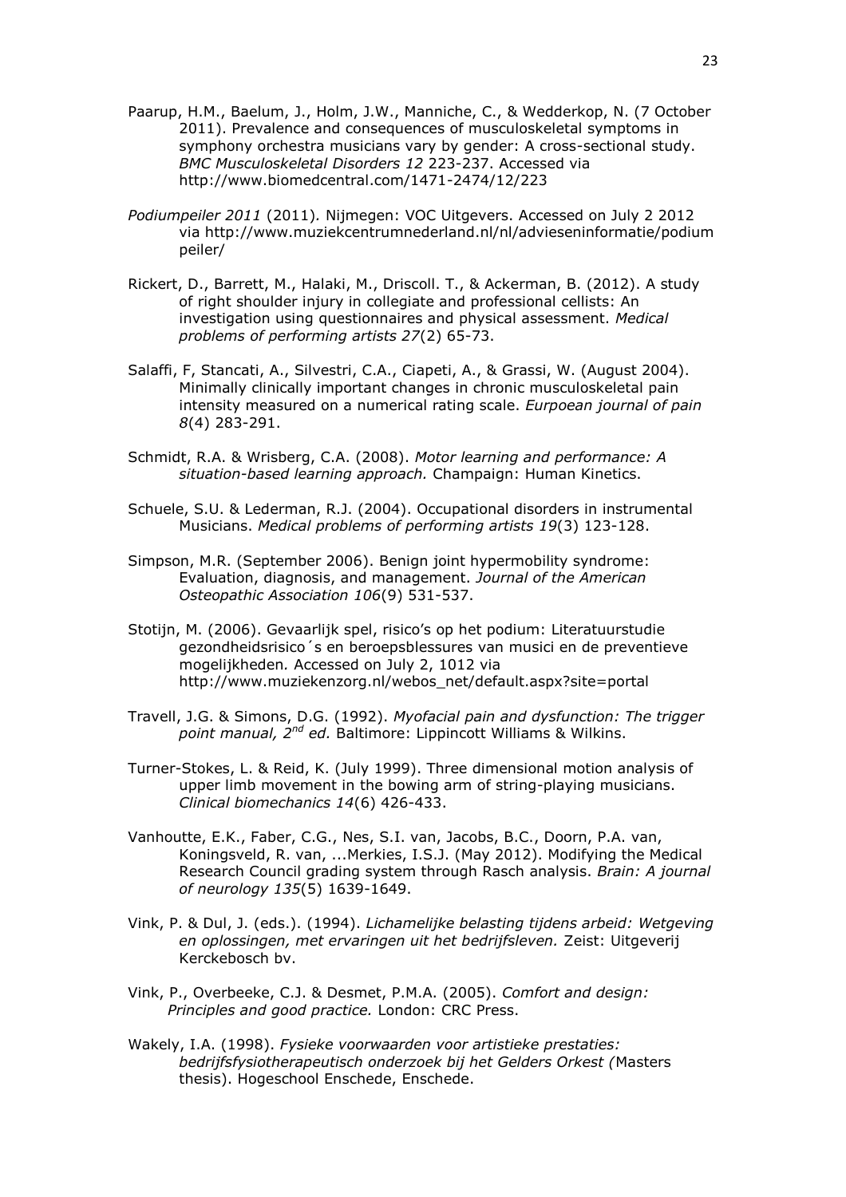Paarup, H.M., Baelum, J., Holm, J.W., Manniche, C., & Wedderkop, N. (7 October 2011). Prevalence and consequences of musculoskeletal symptoms in symphony orchestra musicians vary by gender: A cross-sectional study. *BMC Musculoskeletal Disorders 12* 223-237. Accessed via http://www.biomedcentral.com/1471-2474/12/223

*Podiumpeiler 2011* (2011). Nijmegen: VOC Uitgevers. Accessed on July 2 2012 via http://www.muziekcentrumnederland.nl/nl/advieseninformatie/podiumpeiler/

Rickert, D., Barrett, M., Halaki, M., Driscoll. T., & Ackerman, B. (2012). A study of right shoulder injury in collegiate and professional cellists: An investigation using questionnaires and physical assessment. *Medical problems of performing artists 27*(2) 65-73.

Salaffi, F, Stancati, A., Silvestri, C.A., Ciapeti, A., & Grassi, W. (August 2004). Minimally clinically important changes in chronic musculoskeletal pain intensity measured on a numerical rating scale. *Eurpoean journal of pain 8*(4) 283-291.

Schmidt, R.A. & Wrisberg, C.A. (2008). *Motor learning and performance: A situation-based learning approach.* Champaign: Human Kinetics.

Schuele, S.U. & Lederman, R.J. (2004). Occupational disorders in instrumental Musicians. *Medical problems of performing artists 19*(3) 123-128.

Simpson, M.R. (September 2006). Benign joint hypermobility syndrome: Evaluation, diagnosis, and management. *Journal of the American Osteopathic Association 106*(9) 531-537.

Stotijn, M. (2006). Gevaarlijk spel, risico's op het podium: Literatuurstudie gezondheidsrisico´s en beroepsblessures van musici en de preventieve mogelijkheden. Accessed on July 2, 1012 via http://www.muziekenzorg.nl/webos_net/default.aspx?site=portal

Travell, J.G. & Simons, D.G. (1992). *Myofacial pain and dysfunction: The trigger point manual, 2nd ed.* Baltimore: Lippincott Williams & Wilkins.

Turner-Stokes, L. & Reid, K. (July 1999). Three dimensional motion analysis of upper limb movement in the bowing arm of string-playing musicians. *Clinical biomechanics 14*(6) 426-433.

Vanhoutte, E.K., Faber, C.G., Nes, S.I. van, Jacobs, B.C., Doorn, P.A. van, Koningsveld, R. van, ...Merkies, I.S.J. (May 2012). Modifying the Medical Research Council grading system through Rasch analysis. *Brain: A journal of neurology 135*(5) 1639-1649.

Vink, P. & Dul, J. (eds.). (1994). *Lichamelijke belasting tijdens arbeid: Wetgeving en oplossingen, met ervaringen uit het bedrijfsleven.* Zeist: Uitgeverij Kerckebosch bv.

Vink, P., Overbeeke, C.J. & Desmet, P.M.A. (2005). *Comfort and design: Principles and good practice.* London: CRC Press.

Wakely, I.A. (1998). *Fysieke voorwaarden voor artistieke prestaties: bedrijfsfysiotherapeutisch onderzoek bij het Gelders Orkest (*Masters thesis). Hogeschool Enschede, Enschede.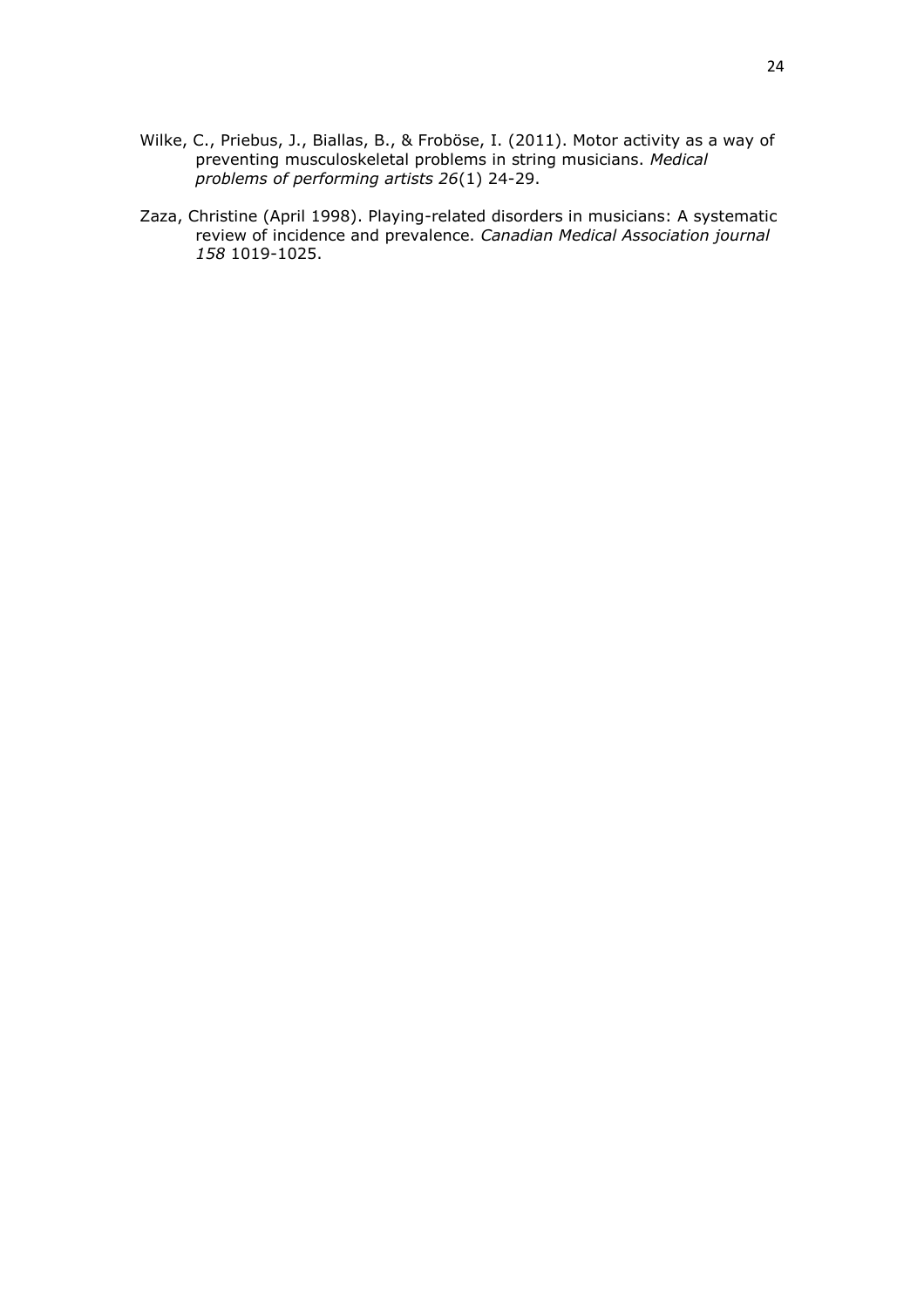Wilke, C., Priebus, J., Biallas, B., & Froböse, I. (2011). Motor activity as a way of preventing musculoskeletal problems in string musicians. *Medical problems of performing artists 26*(1) 24-29.

Zaza, Christine (April 1998). Playing-related disorders in musicians: A systematic review of incidence and prevalence. *Canadian Medical Association journal 158* 1019-1025.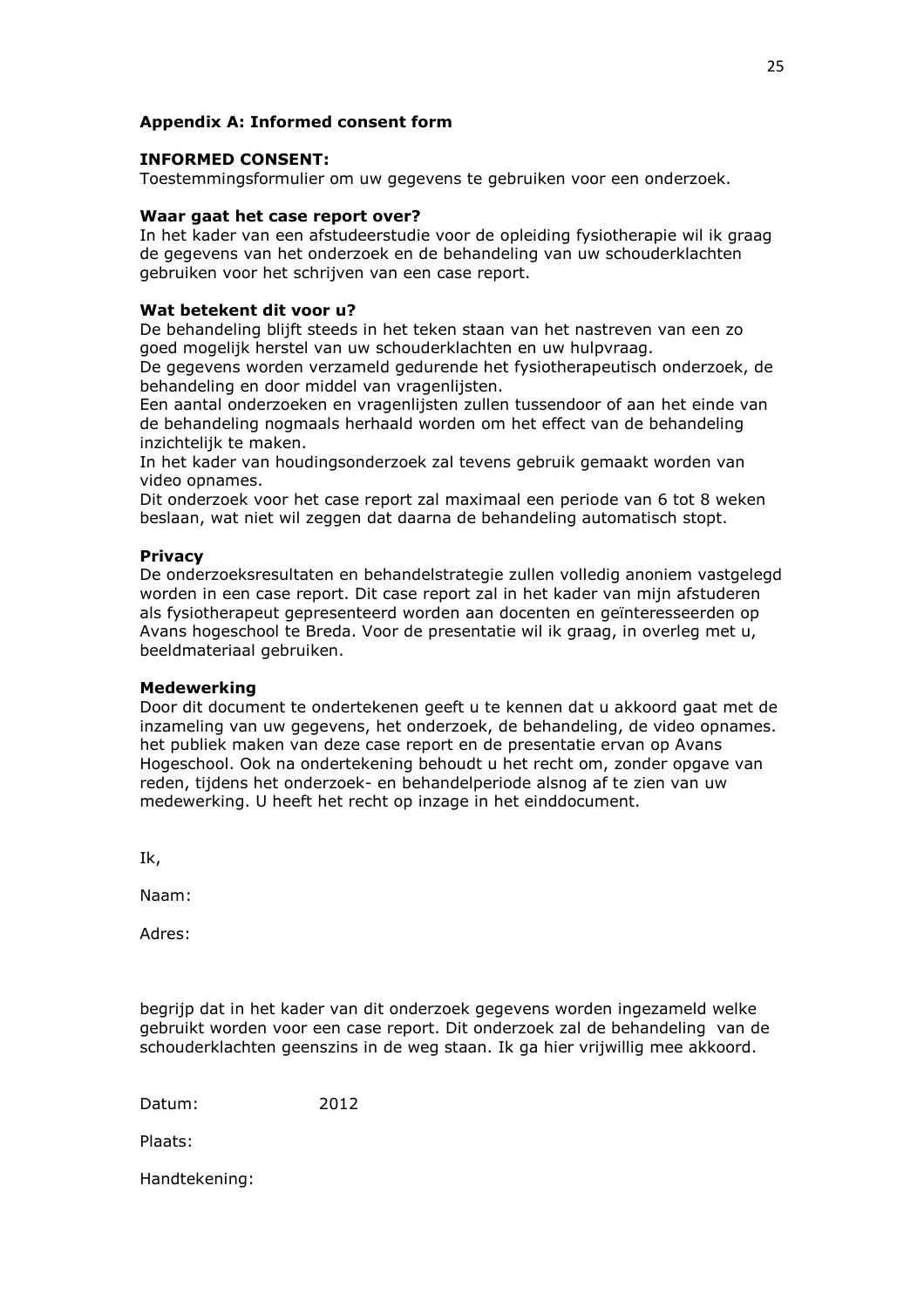**Appendix A: Informed consent form**

**INFORMED CONSENT:**
Toestemmingsformulier om uw gegevens te gebruiken voor een onderzoek.

**Waar gaat het case report over?**
In het kader van een afstudeerstudie voor de opleiding fysiotherapie wil ik graag de gegevens van het onderzoek en de behandeling van uw schouderklachten gebruiken voor het schrijven van een case report.

**Wat betekent dit voor u?**
De behandeling blijft steeds in het teken staan van het nastreven van een zo goed mogelijk herstel van uw schouderklachten en uw hulpvraag.
De gegevens worden verzameld gedurende het fysiotherapeutisch onderzoek, de behandeling en door middel van vragenlijsten.
Een aantal onderzoeken en vragenlijsten zullen tussendoor of aan het einde van de behandeling nogmaals herhaald worden om het effect van de behandeling inzichtelijk te maken.
In het kader van houdingsonderzoek zal tevens gebruik gemaakt worden van video opnames.
Dit onderzoek voor het case report zal maximaal een periode van 6 tot 8 weken beslaan, wat niet wil zeggen dat daarna de behandeling automatisch stopt.

**Privacy**
De onderzoeksresultaten en behandelstrategie zullen volledig anoniem vastgelegd worden in een case report. Dit case report zal in het kader van mijn afstuderen als fysiotherapeut gepresenteerd worden aan docenten en geïnteresseerden op Avans hogeschool te Breda. Voor de presentatie wil ik graag, in overleg met u, beeldmateriaal gebruiken.

**Medewerking**
Door dit document te ondertekenen geeft u te kennen dat u akkoord gaat met de inzameling van uw gegevens, het onderzoek, de behandeling, de video opnames. het publiek maken van deze case report en de presentatie ervan op Avans Hogeschool. Ook na ondertekening behoudt u het recht om, zonder opgave van reden, tijdens het onderzoek- en behandelperiode alsnog af te zien van uw medewerking. U heeft het recht op inzage in het einddocument.

Ik,

Naam:

Adres:

begrijp dat in het kader van dit onderzoek gegevens worden ingezameld welke gebruikt worden voor een case report. Dit onderzoek zal de behandeling van de schouderklachten geenszins in de weg staan. Ik ga hier vrijwillig mee akkoord.

Datum: 2012

Plaats:

Handtekening: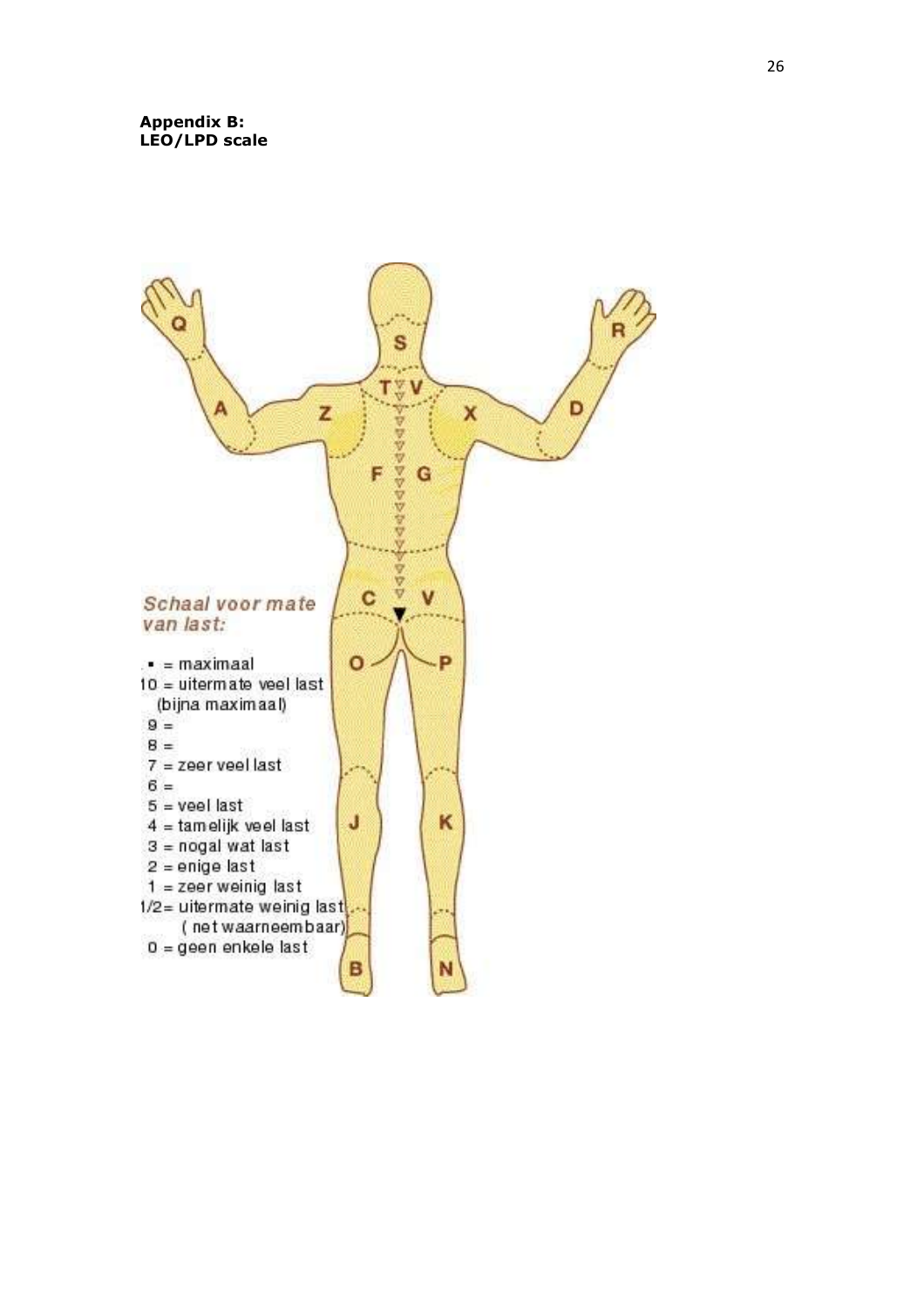**Appendix B:**
**LEO/LPD scale**

*Schaal voor mate van last:*

- • = maximaal
- 10 = uitermate veel last (bijna maximaal)
- 9 =
- 8 =
- 7 = zeer veel last
- 6 =
- 5 = veel last
- 4 = tamelijk veel last
- 3 = nogal wat last
- 2 = enige last
- 1 = zeer weinig last
- 1/2= uitermate weinig last (net waarneembaar)
- 0 = geen enkele last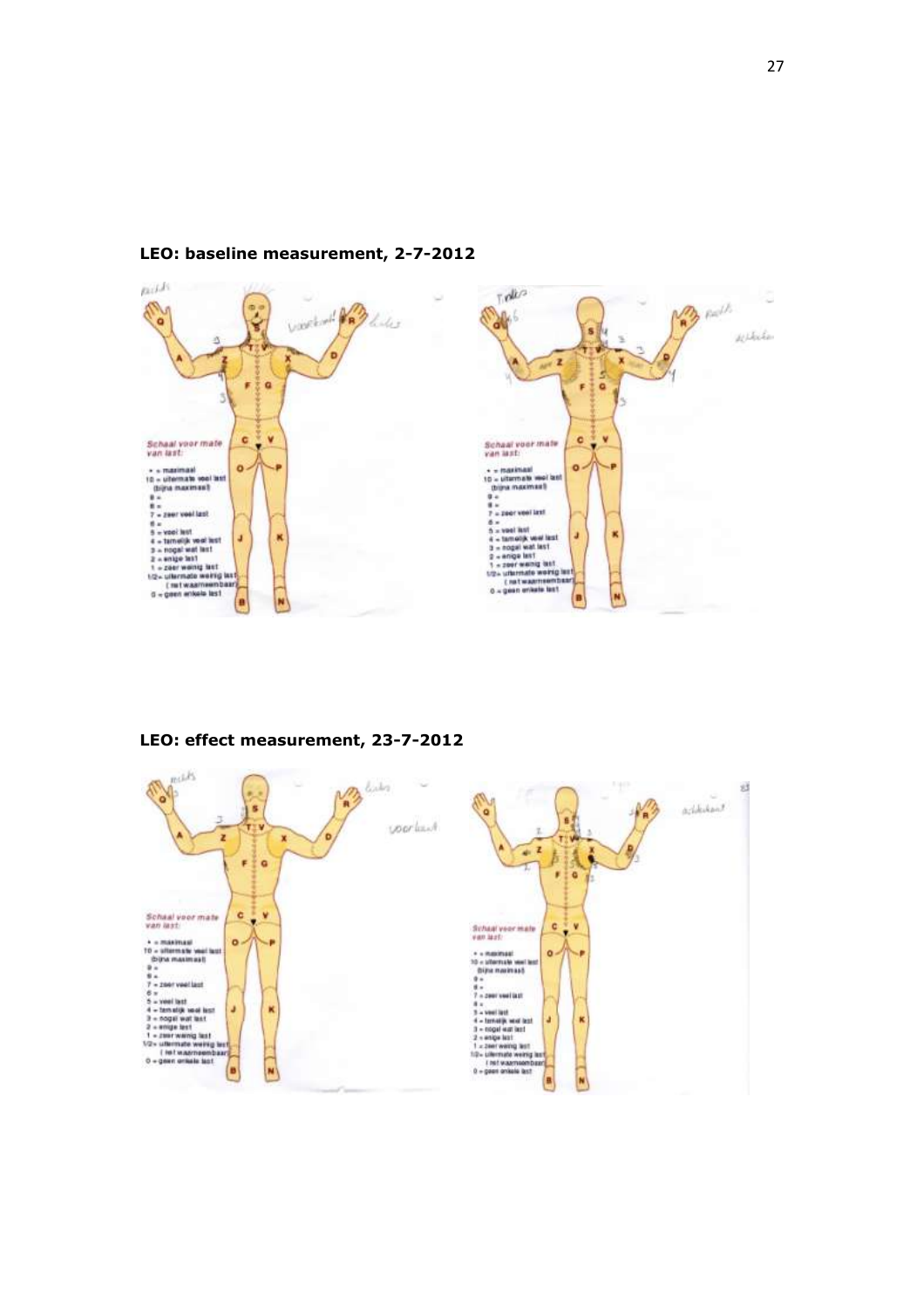**LEO: baseline measurement, 2-7-2012**

**LEO: effect measurement, 23-7-2012**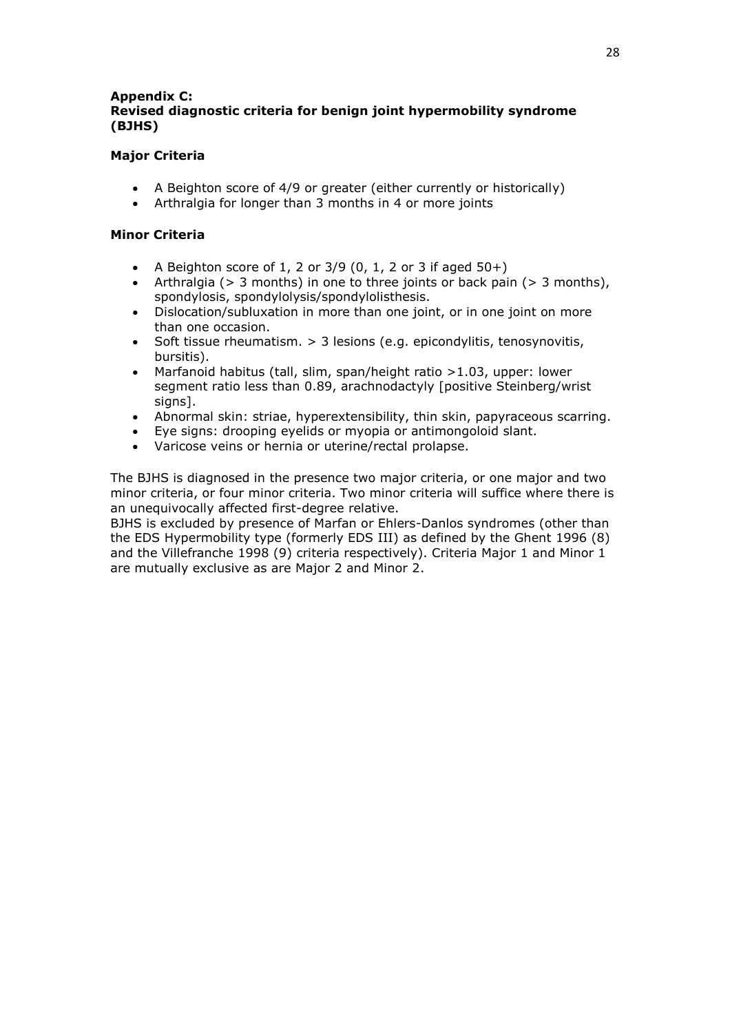## Appendix C:
## Revised diagnostic criteria for benign joint hypermobility syndrome (BJHS)

### Major Criteria

- A Beighton score of 4/9 or greater (either currently or historically)
- Arthralgia for longer than 3 months in 4 or more joints

### Minor Criteria

- A Beighton score of 1, 2 or 3/9 (0, 1, 2 or 3 if aged 50+)
- Arthralgia (> 3 months) in one to three joints or back pain (> 3 months), spondylosis, spondylolysis/spondylolisthesis.
- Dislocation/subluxation in more than one joint, or in one joint on more than one occasion.
- Soft tissue rheumatism. > 3 lesions (e.g. epicondylitis, tenosynovitis, bursitis).
- Marfanoid habitus (tall, slim, span/height ratio >1.03, upper: lower segment ratio less than 0.89, arachnodactyly [positive Steinberg/wrist signs].
- Abnormal skin: striae, hyperextensibility, thin skin, papyraceous scarring.
- Eye signs: drooping eyelids or myopia or antimongoloid slant.
- Varicose veins or hernia or uterine/rectal prolapse.

The BJHS is diagnosed in the presence two major criteria, or one major and two minor criteria, or four minor criteria. Two minor criteria will suffice where there is an unequivocally affected first-degree relative.
BJHS is excluded by presence of Marfan or Ehlers-Danlos syndromes (other than the EDS Hypermobility type (formerly EDS III) as defined by the Ghent 1996 (8) and the Villefranche 1998 (9) criteria respectively). Criteria Major 1 and Minor 1 are mutually exclusive as are Major 2 and Minor 2.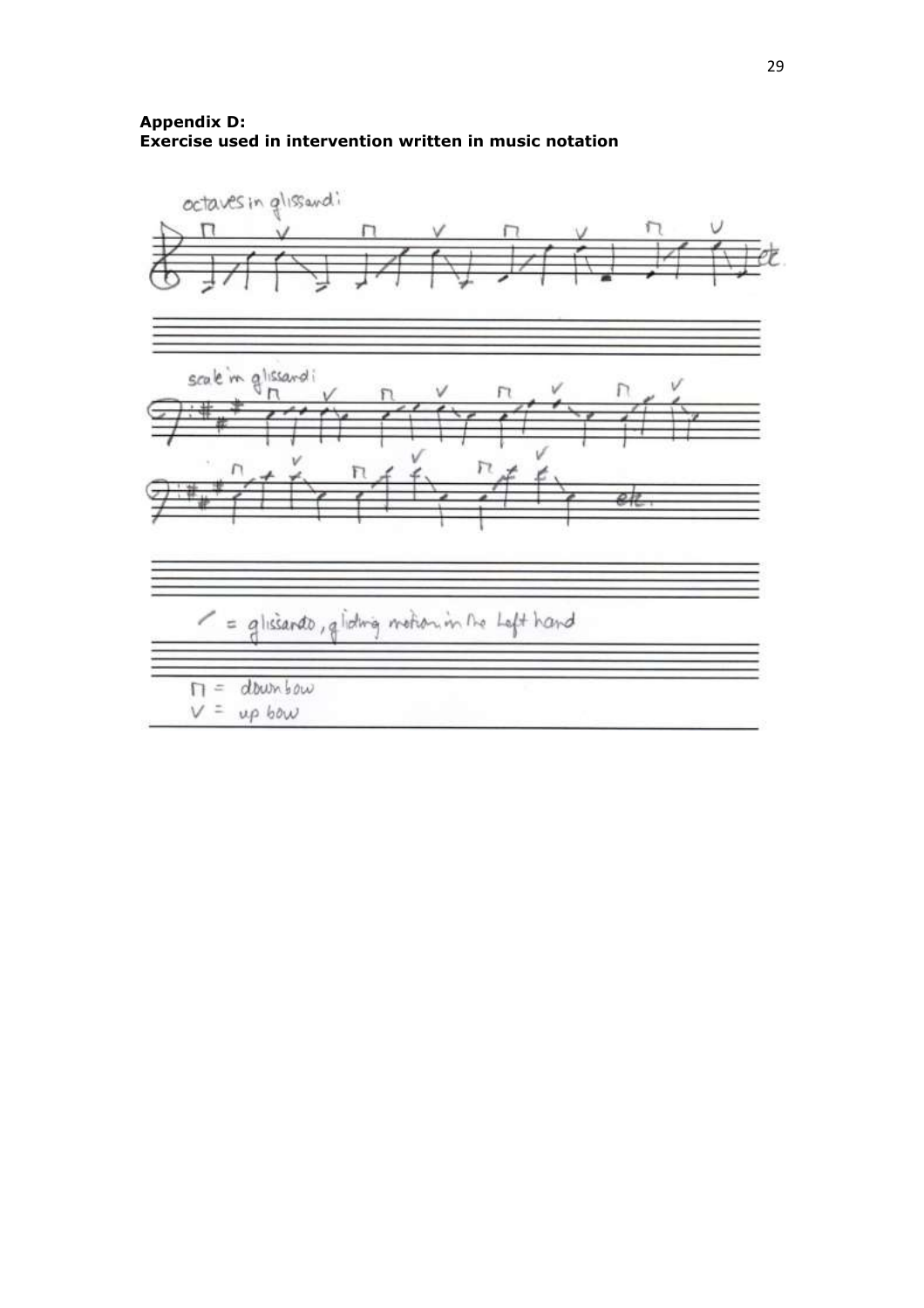**Appendix D:**
**Exercise used in intervention written in music notation**